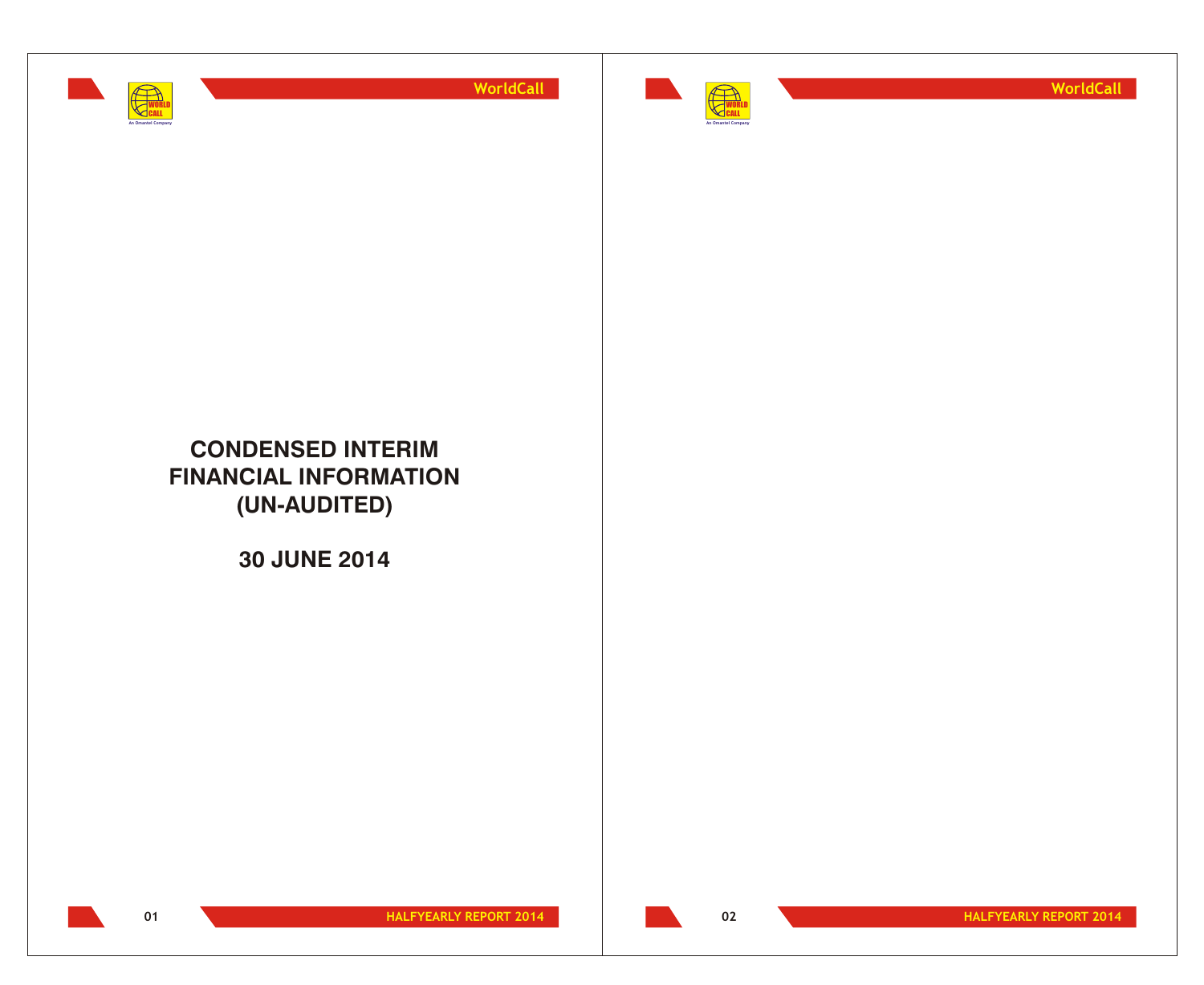# CONDENSED INTERIM FINANCIAL INFORMATION (UN-AUDITED)

## 30 JUNE 2014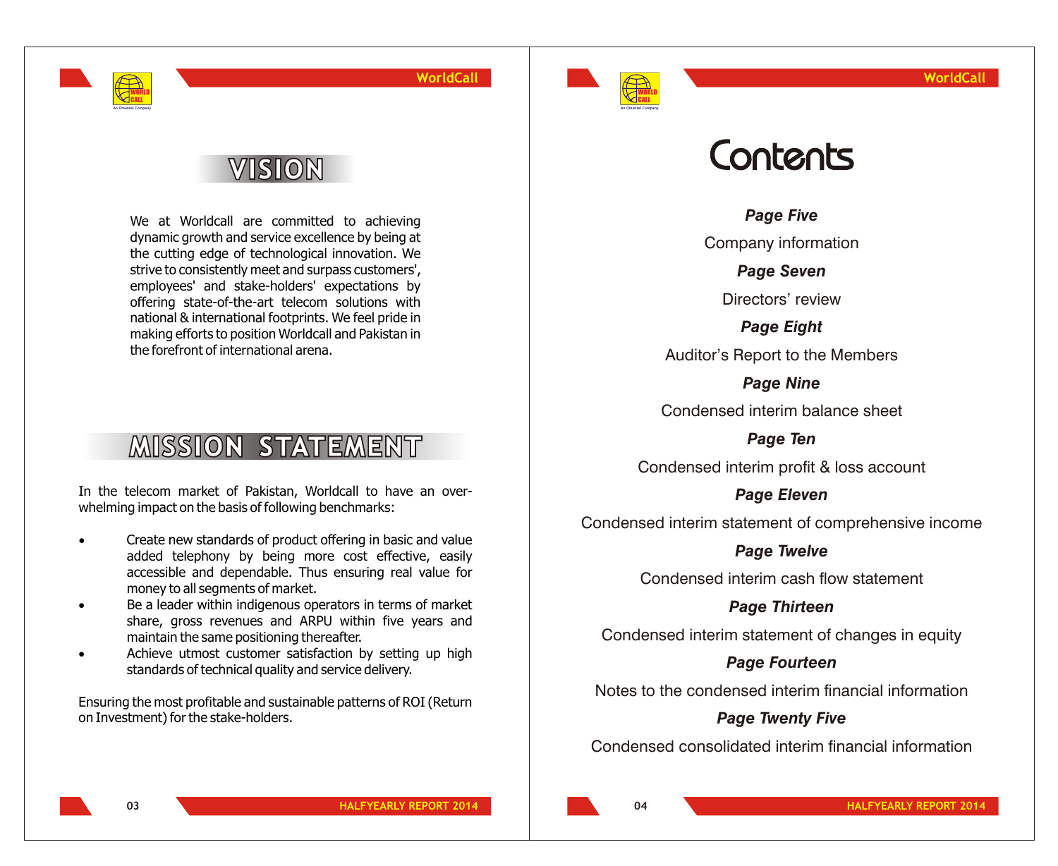# VISION

We at Worldcall are committed to achieving dynamic growth and service excellence by being at the cutting edge of technological innovation. We strive to consistently meet and surpass customers', employees' and stake-holders' expectations by offering state-of-the-art telecom solutions with national & international footprints. We feel pride in making efforts to position Worldcall and Pakistan in the forefront of international arena.

# MISSION STATEMENT

In the telecom market of Pakistan, Worldcall to have an over-whelming impact on the basis of following benchmarks:

- Create new standards of product offering in basic and value added telephony by being more cost effective, easily accessible and dependable. Thus ensuring real value for money to all segments of market.
- Be a leader within indigenous operators in terms of market share, gross revenues and ARPU within five years and maintain the same positioning thereafter.
- Achieve utmost customer satisfaction by setting up high standards of technical quality and service delivery.

Ensuring the most profitable and sustainable patterns of ROI (Return on Investment) for the stake-holders.

# Contents

***Page Five***

Company information

***Page Seven***

Directors' review

***Page Eight***

Auditor's Report to the Members

***Page Nine***

Condensed interim balance sheet

***Page Ten***

Condensed interim profit & loss account

***Page Eleven***

Condensed interim statement of comprehensive income

***Page Twelve***

Condensed interim cash flow statement

***Page Thirteen***

Condensed interim statement of changes in equity

***Page Fourteen***

Notes to the condensed interim financial information

***Page Twenty Five***

Condensed consolidated interim financial information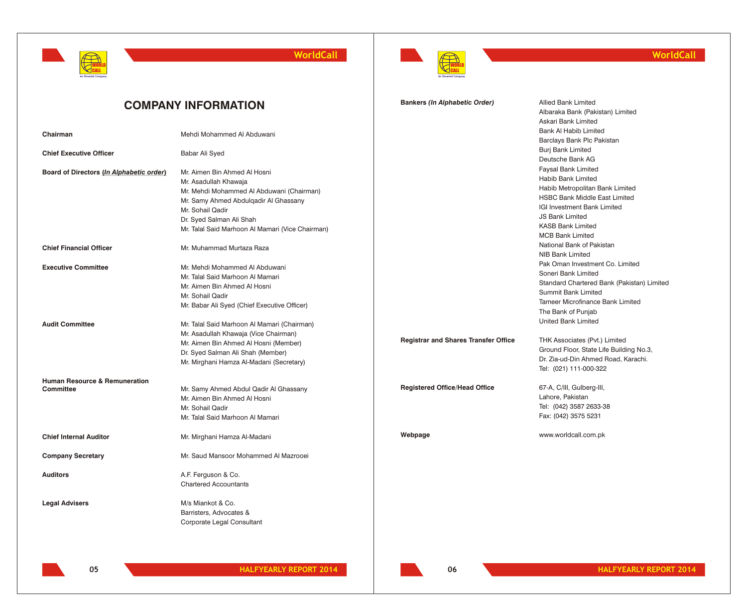# COMPANY INFORMATION

**Chairman**
Mehdi Mohammed Al Abduwani

**Chief Executive Officer**
Babar Ali Syed

**Board of Directors (*In Alphabetic order*)**
Mr. Aimen Bin Ahmed Al Hosni
Mr. Asadullah Khawaja
Mr. Mehdi Mohammed Al Abduwani (Chairman)
Mr. Samy Ahmed Abdulqadir Al Ghassany
Mr. Sohail Qadir
Dr. Syed Salman Ali Shah
Mr. Talal Said Marhoon Al Mamari (Vice Chairman)

**Chief Financial Officer**
Mr. Muhammad Murtaza Raza

**Executive Committee**
Mr. Mehdi Mohammed Al Abduwani
Mr. Talal Said Marhoon Al Mamari
Mr. Aimen Bin Ahmed Al Hosni
Mr. Sohail Qadir
Mr. Babar Ali Syed (Chief Executive Officer)

**Audit Committee**
Mr. Talal Said Marhoon Al Mamari (Chairman)
Mr. Asadullah Khawaja (Vice Chairman)
Mr. Aimen Bin Ahmed Al Hosni (Member)
Dr. Syed Salman Ali Shah (Member)
Mr. Mirghani Hamza Al-Madani (Secretary)

**Human Resource & Remuneration Committee**
Mr. Samy Ahmed Abdul Qadir Al Ghassany
Mr. Aimen Bin Ahmed Al Hosni
Mr. Sohail Qadir
Mr. Talal Said Marhoon Al Mamari

**Chief Internal Auditor**
Mr. Mirghani Hamza Al-Madani

**Company Secretary**
Mr. Saud Mansoor Mohammed Al Mazrooei

**Auditors**
A.F. Ferguson & Co.
Chartered Accountants

**Legal Advisers**
M/s Miankot & Co.
Barristers, Advocates &
Corporate Legal Consultant

**Bankers (*In Alphabetic Order*)**
Allied Bank Limited
Albaraka Bank (Pakistan) Limited
Askari Bank Limited
Bank Al Habib Limited
Barclays Bank Plc Pakistan
Burj Bank Limited
Deutsche Bank AG
Faysal Bank Limited
Habib Bank Limited
Habib Metropolitan Bank Limited
HSBC Bank Middle East Limited
IGI Investment Bank Limited
JS Bank Limited
KASB Bank Limited
MCB Bank Limited
National Bank of Pakistan
NIB Bank Limited
Pak Oman Investment Co. Limited
Soneri Bank Limited
Standard Chartered Bank (Pakistan) Limited
Summit Bank Limited
Tameer Microfinance Bank Limited
The Bank of Punjab
United Bank Limited

**Registrar and Shares Transfer Office**
THK Associates (Pvt.) Limited
Ground Floor, State Life Building No.3,
Dr. Zia-ud-Din Ahmed Road, Karachi.
Tel: (021) 111-000-322

**Registered Office/Head Office**
67-A, C/III, Gulberg-III,
Lahore, Pakistan
Tel: (042) 3587 2633-38
Fax: (042) 3575 5231

**Webpage**
www.worldcall.com.pk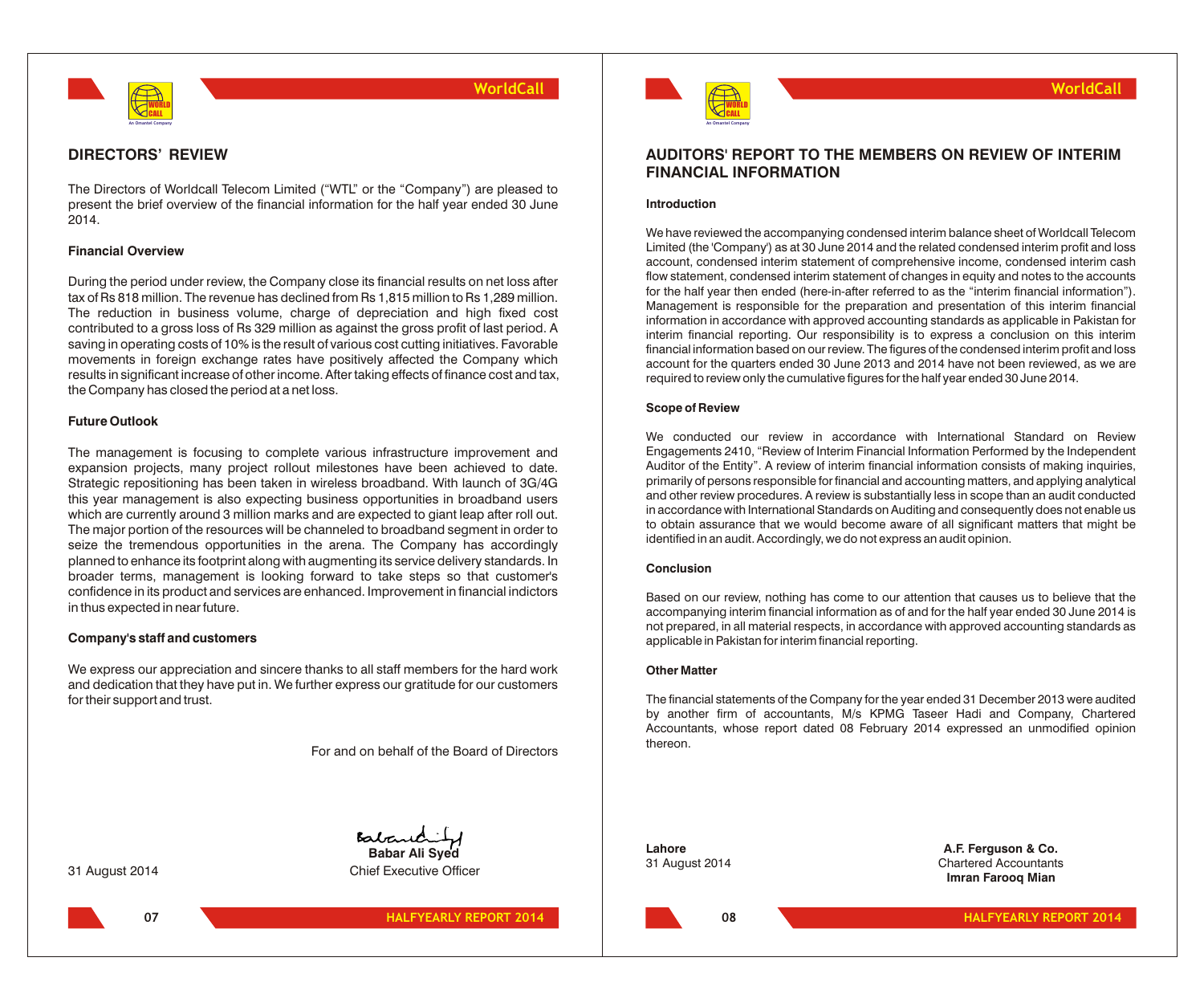## DIRECTORS' REVIEW

The Directors of Worldcall Telecom Limited ("WTL" or the "Company") are pleased to present the brief overview of the financial information for the half year ended 30 June 2014.

**Financial Overview**

During the period under review, the Company close its financial results on net loss after tax of Rs 818 million. The revenue has declined from Rs 1,815 million to Rs 1,289 million. The reduction in business volume, charge of depreciation and high fixed cost contributed to a gross loss of Rs 329 million as against the gross profit of last period. A saving in operating costs of 10% is the result of various cost cutting initiatives. Favorable movements in foreign exchange rates have positively affected the Company which results in significant increase of other income. After taking effects of finance cost and tax, the Company has closed the period at a net loss.

**Future Outlook**

The management is focusing to complete various infrastructure improvement and expansion projects, many project rollout milestones have been achieved to date. Strategic repositioning has been taken in wireless broadband. With launch of 3G/4G this year management is also expecting business opportunities in broadband users which are currently around 3 million marks and are expected to giant leap after roll out. The major portion of the resources will be channeled to broadband segment in order to seize the tremendous opportunities in the arena. The Company has accordingly planned to enhance its footprint along with augmenting its service delivery standards. In broader terms, management is looking forward to take steps so that customer's confidence in its product and services are enhanced. Improvement in financial indictors in thus expected in near future.

**Company's staff and customers**

We express our appreciation and sincere thanks to all staff members for the hard work and dedication that they have put in. We further express our gratitude for our customers for their support and trust.

For and on behalf of the Board of Directors

31 August 2014

**Babar Ali Syed**
Chief Executive Officer

## AUDITORS' REPORT TO THE MEMBERS ON REVIEW OF INTERIM FINANCIAL INFORMATION

**Introduction**

We have reviewed the accompanying condensed interim balance sheet of Worldcall Telecom Limited (the 'Company') as at 30 June 2014 and the related condensed interim profit and loss account, condensed interim statement of comprehensive income, condensed interim cash flow statement, condensed interim statement of changes in equity and notes to the accounts for the half year then ended (here-in-after referred to as the "interim financial information"). Management is responsible for the preparation and presentation of this interim financial information in accordance with approved accounting standards as applicable in Pakistan for interim financial reporting. Our responsibility is to express a conclusion on this interim financial information based on our review. The figures of the condensed interim profit and loss account for the quarters ended 30 June 2013 and 2014 have not been reviewed, as we are required to review only the cumulative figures for the half year ended 30 June 2014.

**Scope of Review**

We conducted our review in accordance with International Standard on Review Engagements 2410, "Review of Interim Financial Information Performed by the Independent Auditor of the Entity". A review of interim financial information consists of making inquiries, primarily of persons responsible for financial and accounting matters, and applying analytical and other review procedures. A review is substantially less in scope than an audit conducted in accordance with International Standards on Auditing and consequently does not enable us to obtain assurance that we would become aware of all significant matters that might be identified in an audit. Accordingly, we do not express an audit opinion.

**Conclusion**

Based on our review, nothing has come to our attention that causes us to believe that the accompanying interim financial information as of and for the half year ended 30 June 2014 is not prepared, in all material respects, in accordance with approved accounting standards as applicable in Pakistan for interim financial reporting.

**Other Matter**

The financial statements of the Company for the year ended 31 December 2013 were audited by another firm of accountants, M/s KPMG Taseer Hadi and Company, Chartered Accountants, whose report dated 08 February 2014 expressed an unmodified opinion thereon.

**Lahore**
31 August 2014

**A.F. Ferguson & Co.**
Chartered Accountants
**Imran Farooq Mian**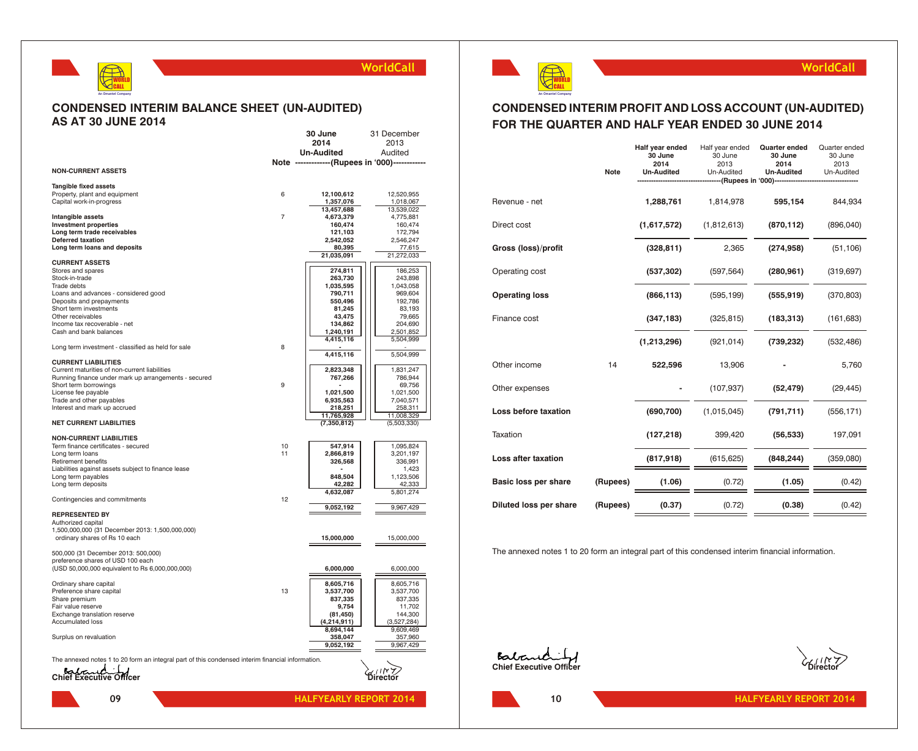## CONDENSED INTERIM BALANCE SHEET (UN-AUDITED) AS AT 30 JUNE 2014

| | Note | 30 June 2014 Un-Audited | 31 December 2013 Audited |
|---|---|---|---|
| | | (Rupees in '000) | |
| **NON-CURRENT ASSETS** | | | |
| **Tangible fixed assets** | | | |
| Property, plant and equipment | 6 | **12,100,612** | 12,520,955 |
| Capital work-in-progress | | **1,357,076** | 1,018,067 |
| | | **13,457,688** | 13,539,022 |
| **Intangible assets** | 7 | **4,673,379** | 4,775,881 |
| **Investment properties** | | **160,474** | 160,474 |
| **Long term trade receivables** | | **121,103** | 172,794 |
| **Deferred taxation** | | **2,542,052** | 2,546,247 |
| **Long term loans and deposits** | | **80,395** | 77,615 |
| | | **21,035,091** | 21,272,033 |
| **CURRENT ASSETS** | | | |
| Stores and spares | | **274,811** | 186,253 |
| Stock-in-trade | | **263,730** | 243,898 |
| Trade debts | | **1,035,595** | 1,043,058 |
| Loans and advances - considered good | | **790,711** | 969,604 |
| Deposits and prepayments | | **550,496** | 192,786 |
| Short term investments | | **81,245** | 83,193 |
| Other receivables | | **43,475** | 79,665 |
| Income tax recoverable - net | | **134,862** | 204,690 |
| Cash and bank balances | | **1,240,191** | 2,501,852 |
| | | **4,415,116** | 5,504,999 |
| Long term investment - classified as held for sale | 8 | **-** | - |
| | | **4,415,116** | 5,504,999 |
| **CURRENT LIABILITIES** | | | |
| Current maturities of non-current liabilities | | **2,823,348** | 1,831,247 |
| Running finance under mark up arrangements - secured | | **767,266** | 786,944 |
| Short term borrowings | 9 | **-** | 69,756 |
| License fee payable | | **1,021,500** | 1,021,500 |
| Trade and other payables | | **6,935,563** | 7,040,571 |
| Interest and mark up accrued | | **218,251** | 258,311 |
| | | **11,765,928** | 11,008,329 |
| **NET CURRENT LIABILITIES** | | **(7,350,812)** | (5,503,330) |
| **NON-CURRENT LIABILITIES** | | | |
| Term finance certificates - secured | 10 | **547,914** | 1,095,824 |
| Long term loans | 11 | **2,866,819** | 3,201,197 |
| Retirement benefits | | **326,568** | 336,991 |
| Liabilities against assets subject to finance lease | | **-** | 1,423 |
| Long term payables | | **848,504** | 1,123,506 |
| Long term deposits | | **42,282** | 42,333 |
| | | **4,632,087** | 5,801,274 |
| Contingencies and commitments | 12 | | |
| | | **9,052,192** | 9,967,429 |
| **REPRESENTED BY** | | | |
| Authorized capital | | | |
| 1,500,000,000 (31 December 2013: 1,500,000,000) ordinary shares of Rs 10 each | | **15,000,000** | 15,000,000 |
| 500,000 (31 December 2013: 500,000) preference shares of USD 100 each (USD 50,000,000 equivalent to Rs 6,000,000,000) | | **6,000,000** | 6,000,000 |
| Ordinary share capital | | **8,605,716** | 8,605,716 |
| Preference share capital | 13 | **3,537,700** | 3,537,700 |
| Share premium | | **837,335** | 837,335 |
| Fair value reserve | | **9,754** | 11,702 |
| Exchange translation reserve | | **(81,450)** | 144,300 |
| Accumulated loss | | **(4,214,911)** | (3,527,284) |
| | | **8,694,144** | 9,609,469 |
| Surplus on revaluation | | **358,047** | 357,960 |
| | | **9,052,192** | 9,967,429 |

The annexed notes 1 to 20 form an integral part of this condensed interim financial information.

**Chief Executive Officer** &nbsp;&nbsp;&nbsp;&nbsp; **Director**

## CONDENSED INTERIM PROFIT AND LOSS ACCOUNT (UN-AUDITED) FOR THE QUARTER AND HALF YEAR ENDED 30 JUNE 2014

| | Note | Half year ended 30 June 2014 Un-Audited | Half year ended 30 June 2013 Un-Audited | Quarter ended 30 June 2014 Un-Audited | Quarter ended 30 June 2013 Un-Audited |
|---|---|---|---|---|---|
| | | (Rupees in '000) | | | |
| Revenue - net | | **1,288,761** | 1,814,978 | **595,154** | 844,934 |
| Direct cost | | **(1,617,572)** | (1,812,613) | **(870,112)** | (896,040) |
| **Gross (loss)/profit** | | **(328,811)** | 2,365 | **(274,958)** | (51,106) |
| Operating cost | | **(537,302)** | (597,564) | **(280,961)** | (319,697) |
| **Operating loss** | | **(866,113)** | (595,199) | **(555,919)** | (370,803) |
| Finance cost | | **(347,183)** | (325,815) | **(183,313)** | (161,683) |
| | | **(1,213,296)** | (921,014) | **(739,232)** | (532,486) |
| Other income | 14 | **522,596** | 13,906 | **-** | 5,760 |
| Other expenses | | **-** | (107,937) | **(52,479)** | (29,445) |
| **Loss before taxation** | | **(690,700)** | (1,015,045) | **(791,711)** | (556,171) |
| Taxation | | **(127,218)** | 399,420 | **(56,533)** | 197,091 |
| **Loss after taxation** | | **(817,918)** | (615,625) | **(848,244)** | (359,080) |
| **Basic loss per share** | (Rupees) | **(1.06)** | (0.72) | **(1.05)** | (0.42) |
| **Diluted loss per share** | (Rupees) | **(0.37)** | (0.72) | **(0.38)** | (0.42) |

The annexed notes 1 to 20 form an integral part of this condensed interim financial information.

**Chief Executive Officer** &nbsp;&nbsp;&nbsp;&nbsp; **Director**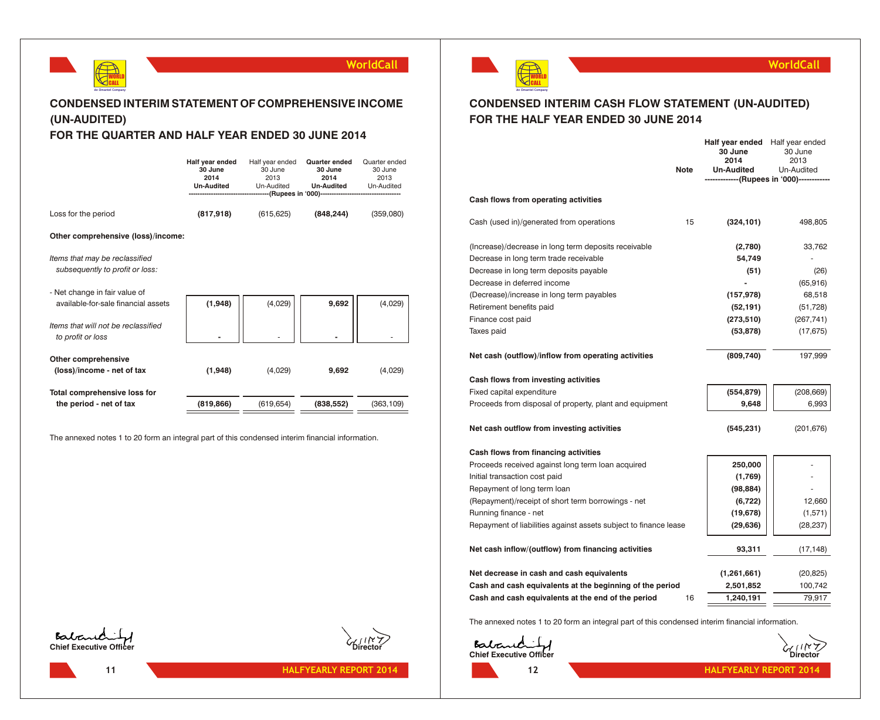# CONDENSED INTERIM STATEMENT OF COMPREHENSIVE INCOME (UN-AUDITED)
## FOR THE QUARTER AND HALF YEAR ENDED 30 JUNE 2014

| | Half year ended 30 June 2014 Un-Audited | Half year ended 30 June 2013 Un-Audited | Quarter ended 30 June 2014 Un-Audited | Quarter ended 30 June 2013 Un-Audited |
|---|---|---|---|---|
| | (Rupees in '000) | | | |
| Loss for the period | **(817,918)** | (615,625) | **(848,244)** | (359,080) |
| **Other comprehensive (loss)/income:** | | | | |
| *Items that may be reclassified subsequently to profit or loss:* | | | | |
| - Net change in fair value of available-for-sale financial assets | **(1,948)** | (4,029) | **9,692** | (4,029) |
| *Items that will not be reclassified to profit or loss* | **-** | - | **-** | - |
| **Other comprehensive (loss)/income - net of tax** | **(1,948)** | (4,029) | **9,692** | (4,029) |
| **Total comprehensive loss for the period - net of tax** | **(819,866)** | (619,654) | **(838,552)** | (363,109) |

The annexed notes 1 to 20 form an integral part of this condensed interim financial information.

**Chief Executive Officer** **Director**

# CONDENSED INTERIM CASH FLOW STATEMENT (UN-AUDITED)
## FOR THE HALF YEAR ENDED 30 JUNE 2014

| | Note | Half year ended 30 June 2014 Un-Audited | Half year ended 30 June 2013 Un-Audited |
|---|---|---|---|
| | | (Rupees in '000) | |
| **Cash flows from operating activities** | | | |
| Cash (used in)/generated from operations | 15 | **(324,101)** | 498,805 |
| (Increase)/decrease in long term deposits receivable | | **(2,780)** | 33,762 |
| Decrease in long term trade receivable | | **54,749** | - |
| Decrease in long term deposits payable | | **(51)** | (26) |
| Decrease in deferred income | | **-** | (65,916) |
| (Decrease)/increase in long term payables | | **(157,978)** | 68,518 |
| Retirement benefits paid | | **(52,191)** | (51,728) |
| Finance cost paid | | **(273,510)** | (267,741) |
| Taxes paid | | **(53,878)** | (17,675) |
| **Net cash (outflow)/inflow from operating activities** | | **(809,740)** | 197,999 |
| **Cash flows from investing activities** | | | |
| Fixed capital expenditure | | **(554,879)** | (208,669) |
| Proceeds from disposal of property, plant and equipment | | **9,648** | 6,993 |
| **Net cash outflow from investing activities** | | **(545,231)** | (201,676) |
| **Cash flows from financing activities** | | | |
| Proceeds received against long term loan acquired | | **250,000** | - |
| Initial transaction cost paid | | **(1,769)** | - |
| Repayment of long term loan | | **(98,884)** | - |
| (Repayment)/receipt of short term borrowings - net | | **(6,722)** | 12,660 |
| Running finance - net | | **(19,678)** | (1,571) |
| Repayment of liabilities against assets subject to finance lease | | **(29,636)** | (28,237) |
| **Net cash inflow/(outflow) from financing activities** | | **93,311** | (17,148) |
| **Net decrease in cash and cash equivalents** | | **(1,261,661)** | (20,825) |
| **Cash and cash equivalents at the beginning of the period** | | **2,501,852** | 100,742 |
| **Cash and cash equivalents at the end of the period** | 16 | **1,240,191** | 79,917 |

The annexed notes 1 to 20 form an integral part of this condensed interim financial information.

**Chief Executive Officer** **Director**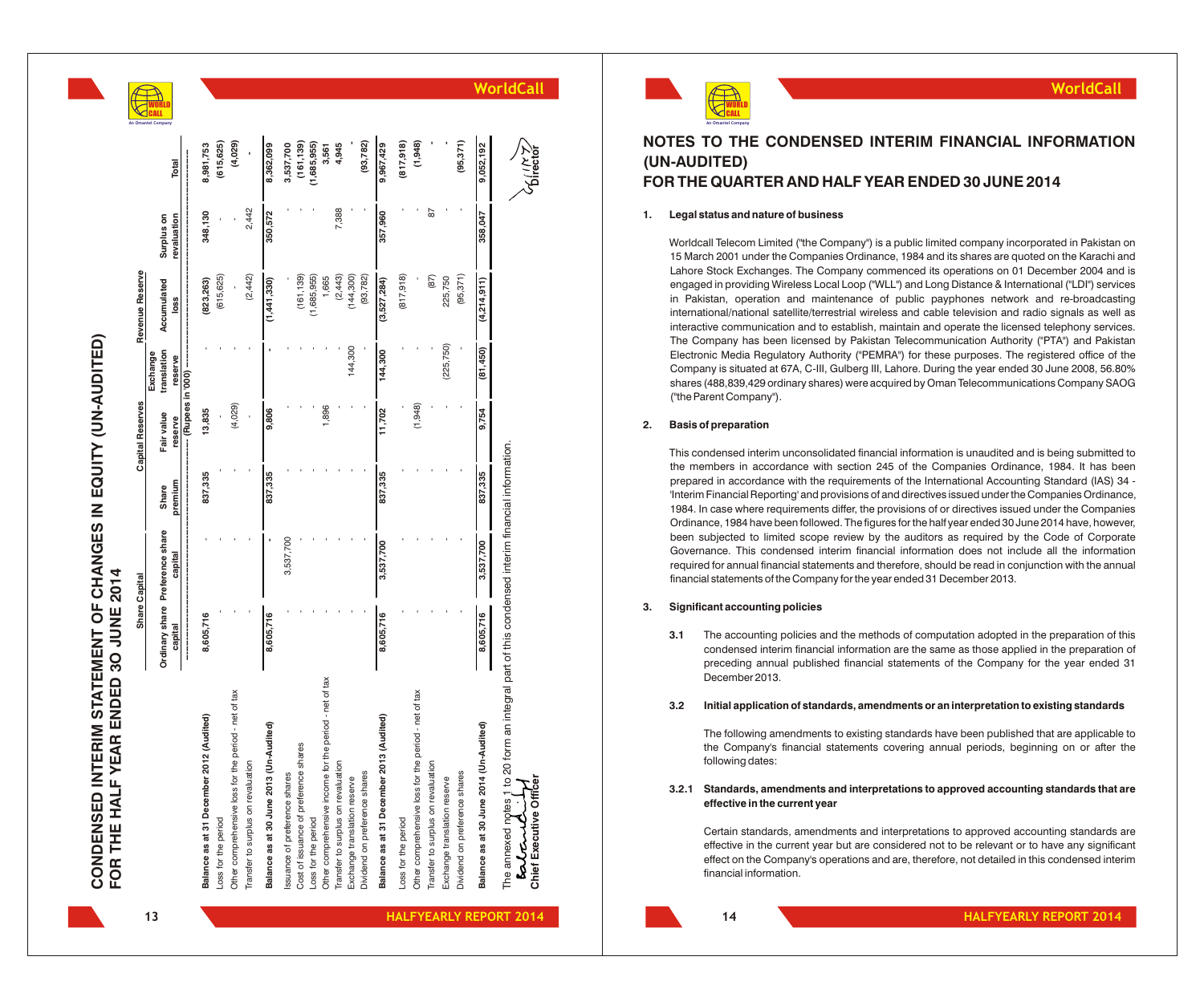# CONDENSED INTERIM STATEMENT OF CHANGES IN EQUITY (UN-AUDITED)
## FOR THE HALF YEAR ENDED 30 JUNE 2014

| | Share Capital | | Capital Reserves | | | Revenue Reserve | | |
|---|---|---|---|---|---|---|---|---|
| | Ordinary share capital | Preference share capital | Share premium | Fair value reserve | Exchange translation reserve | Accumulated loss | Surplus on revaluation | Total |
| | (Rupees in '000) | | | | | | | |
| **Balance as at 31 December 2012 (Audited)** | **8,605,716** | **-** | **837,335** | **13,835** | **-** | **(823,263)** | **348,130** | **8,981,753** |
| Loss for the period | - | - | - | - | - | (615,625) | - | (615,625) |
| Other comprehensive loss for the period - net of tax | - | - | - | (4,029) | - | - | - | (4,029) |
| Transfer to surplus on revaluation | - | - | - | - | - | (2,442) | 2,442 | - |
| **Balance as at 30 June 2013 (Un-Audited)** | **8,605,716** | **-** | **837,335** | **9,806** | **-** | **(1,441,330)** | **350,572** | **8,362,099** |
| Issuance of preference shares | - | 3,537,700 | - | - | - | - | - | 3,537,700 |
| Cost of issuance of preference shares | - | - | - | - | - | (161,139) | - | (161,139) |
| Loss for the period | - | - | - | - | - | (1,685,955) | - | (1,685,955) |
| Other comprehensive income for the period - net of tax | - | - | - | 1,896 | - | 1,665 | - | 3,561 |
| Transfer to surplus on revaluation | - | - | - | - | - | (2,443) | 7,388 | 4,945 |
| Exchange translation reserve | - | - | - | - | 144,300 | (144,300) | - | - |
| Dividend on preference shares | - | - | - | - | - | (93,782) | - | (93,782) |
| **Balance as at 31 December 2013 (Audited)** | **8,605,716** | **3,537,700** | **837,335** | **11,702** | **144,300** | **(3,527,284)** | **357,960** | **9,967,429** |
| Loss for the period | - | - | - | - | - | (817,918) | - | (817,918) |
| Other comprehensive loss for the period - net of tax | - | - | - | (1,948) | - | - | - | (1,948) |
| Transfer to surplus on revaluation | - | - | - | - | - | (87) | 87 | - |
| Exchange translation reserve | - | - | - | - | (225,750) | 225,750 | - | - |
| Dividend on preference shares | - | - | - | - | - | (95,371) | - | (95,371) |
| **Balance as at 30 June 2014 (Un-Audited)** | **8,605,716** | **3,537,700** | **837,335** | **9,754** | **(81,450)** | **(4,214,911)** | **358,047** | **9,052,192** |

The annexed notes 1 to 20 form an integral part of this condensed interim financial information.

**Chief Executive Officer** **Director**

# NOTES TO THE CONDENSED INTERIM FINANCIAL INFORMATION (UN-AUDITED)
## FOR THE QUARTER AND HALF YEAR ENDED 30 JUNE 2014

**1. Legal status and nature of business**

Worldcall Telecom Limited ("the Company") is a public limited company incorporated in Pakistan on 15 March 2001 under the Companies Ordinance, 1984 and its shares are quoted on the Karachi and Lahore Stock Exchanges. The Company commenced its operations on 01 December 2004 and is engaged in providing Wireless Local Loop ("WLL") and Long Distance & International ("LDI") services in Pakistan, operation and maintenance of public payphones network and re-broadcasting international/national satellite/terrestrial wireless and cable television and radio signals as well as interactive communication and to establish, maintain and operate the licensed telephony services. The Company has been licensed by Pakistan Telecommunication Authority ("PTA") and Pakistan Electronic Media Regulatory Authority ("PEMRA") for these purposes. The registered office of the Company is situated at 67A, C-III, Gulberg III, Lahore. During the year ended 30 June 2008, 56.80% shares (488,839,429 ordinary shares) were acquired by Oman Telecommunications Company SAOG ("the Parent Company").

**2. Basis of preparation**

This condensed interim unconsolidated financial information is unaudited and is being submitted to the members in accordance with section 245 of the Companies Ordinance, 1984. It has been prepared in accordance with the requirements of the International Accounting Standard (IAS) 34 - 'Interim Financial Reporting' and provisions of and directives issued under the Companies Ordinance, 1984. In case where requirements differ, the provisions of or directives issued under the Companies Ordinance, 1984 have been followed. The figures for the half year ended 30 June 2014 have, however, been subjected to limited scope review by the auditors as required by the Code of Corporate Governance. This condensed interim financial information does not include all the information required for annual financial statements and therefore, should be read in conjunction with the annual financial statements of the Company for the year ended 31 December 2013.

**3. Significant accounting policies**

**3.1** The accounting policies and the methods of computation adopted in the preparation of this condensed interim financial information are the same as those applied in the preparation of preceding annual published financial statements of the Company for the year ended 31 December 2013.

**3.2 Initial application of standards, amendments or an interpretation to existing standards**

The following amendments to existing standards have been published that are applicable to the Company's financial statements covering annual periods, beginning on or after the following dates:

**3.2.1 Standards, amendments and interpretations to approved accounting standards that are effective in the current year**

Certain standards, amendments and interpretations to approved accounting standards are effective in the current year but are considered not to be relevant or to have any significant effect on the Company's operations and are, therefore, not detailed in this condensed interim financial information.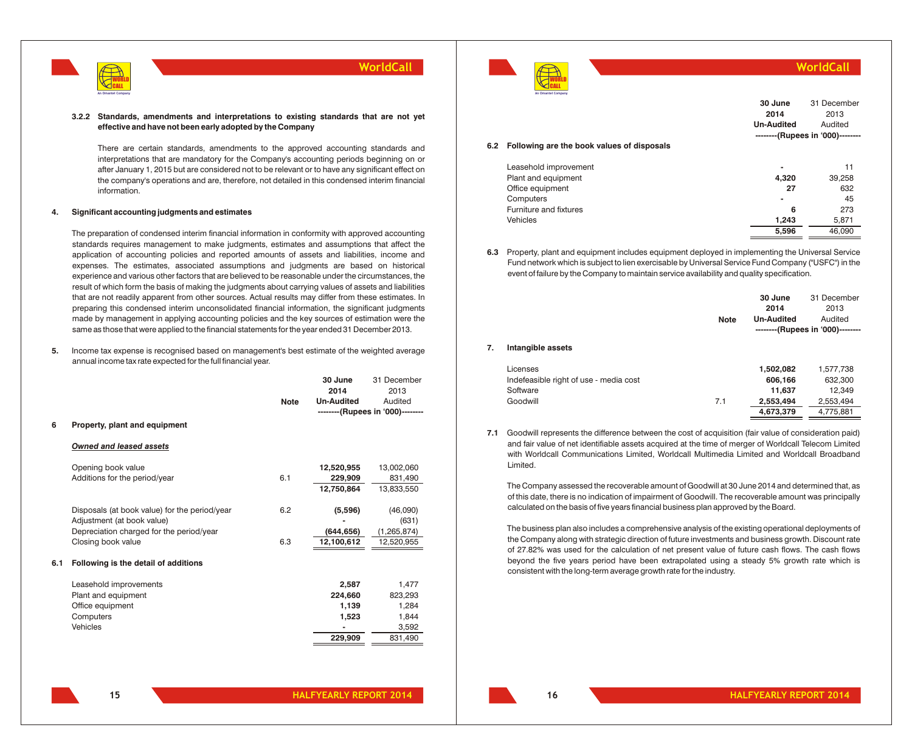#### 3.2.2 Standards, amendments and interpretations to existing standards that are not yet effective and have not been early adopted by the Company

There are certain standards, amendments to the approved accounting standards and interpretations that are mandatory for the Company's accounting periods beginning on or after January 1, 2015 but are considered not to be relevant or to have any significant effect on the company's operations and are, therefore, not detailed in this condensed interim financial information.

### 4. Significant accounting judgments and estimates

The preparation of condensed interim financial information in conformity with approved accounting standards requires management to make judgments, estimates and assumptions that affect the application of accounting policies and reported amounts of assets and liabilities, income and expenses. The estimates, associated assumptions and judgments are based on historical experience and various other factors that are believed to be reasonable under the circumstances, the result of which form the basis of making the judgments about carrying values of assets and liabilities that are not readily apparent from other sources. Actual results may differ from these estimates. In preparing this condensed interim unconsolidated financial information, the significant judgments made by management in applying accounting policies and the key sources of estimation were the same as those that were applied to the financial statements for the year ended 31 December 2013.

5. Income tax expense is recognised based on management's best estimate of the weighted average annual income tax rate expected for the full financial year.

### 6 Property, plant and equipment

***Owned and leased assets***

| | Note | 30 June 2014 Un-Audited | 31 December 2013 Audited |
|---|---|---|---|
| | | --------(Rupees in '000)-------- | |
| Opening book value | | **12,520,955** | 13,002,060 |
| Additions for the period/year | 6.1 | **229,909** | 831,490 |
| | | **12,750,864** | 13,833,550 |
| Disposals (at book value) for the period/year | 6.2 | **(5,596)** | (46,090) |
| Adjustment (at book value) | | **-** | (631) |
| Depreciation charged for the period/year | | **(644,656)** | (1,265,874) |
| Closing book value | 6.3 | **12,100,612** | 12,520,955 |

**6.1 Following is the detail of additions**

| | 30 June 2014 Un-Audited | 31 December 2013 Audited |
|---|---|---|
| Leasehold improvements | **2,587** | 1,477 |
| Plant and equipment | **224,660** | 823,293 |
| Office equipment | **1,139** | 1,284 |
| Computers | **1,523** | 1,844 |
| Vehicles | **-** | 3,592 |
| | **229,909** | 831,490 |

**6.2 Following are the book values of disposals**

| | 30 June 2014 Un-Audited | 31 December 2013 Audited |
|---|---|---|
| | --------(Rupees in '000)-------- | |
| Leasehold improvement | **-** | 11 |
| Plant and equipment | **4,320** | 39,258 |
| Office equipment | **27** | 632 |
| Computers | **-** | 45 |
| Furniture and fixtures | **6** | 273 |
| Vehicles | **1,243** | 5,871 |
| | **5,596** | 46,090 |

**6.3** Property, plant and equipment includes equipment deployed in implementing the Universal Service Fund network which is subject to lien exercisable by Universal Service Fund Company ("USFC") in the event of failure by the Company to maintain service availability and quality specification.

### 7. Intangible assets

| | Note | 30 June 2014 Un-Audited | 31 December 2013 Audited |
|---|---|---|---|
| | | --------(Rupees in '000)-------- | |
| Licenses | | **1,502,082** | 1,577,738 |
| Indefeasible right of use - media cost | | **606,166** | 632,300 |
| Software | | **11,637** | 12,349 |
| Goodwill | 7.1 | **2,553,494** | 2,553,494 |
| | | **4,673,379** | 4,775,881 |

**7.1** Goodwill represents the difference between the cost of acquisition (fair value of consideration paid) and fair value of net identifiable assets acquired at the time of merger of Worldcall Telecom Limited with Worldcall Communications Limited, Worldcall Multimedia Limited and Worldcall Broadband Limited.

The Company assessed the recoverable amount of Goodwill at 30 June 2014 and determined that, as of this date, there is no indication of impairment of Goodwill. The recoverable amount was principally calculated on the basis of five years financial business plan approved by the Board.

The business plan also includes a comprehensive analysis of the existing operational deployments of the Company along with strategic direction of future investments and business growth. Discount rate of 27.82% was used for the calculation of net present value of future cash flows. The cash flows beyond the five years period have been extrapolated using a steady 5% growth rate which is consistent with the long-term average growth rate for the industry.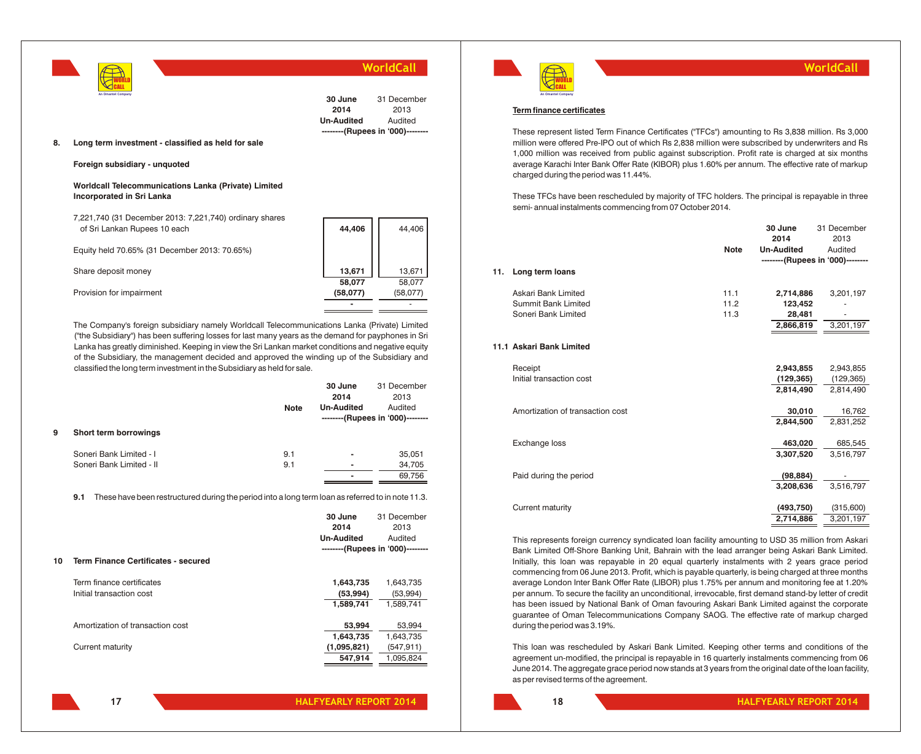## 8. Long term investment - classified as held for sale

| | 30 June 2014 Un-Audited | 31 December 2013 Audited |
|---|---|---|
| | --------(Rupees in '000)-------- | |
| **Foreign subsidiary - unquoted** | | |
| **Worldcall Telecommunications Lanka (Private) Limited Incorporated in Sri Lanka** | | |
| 7,221,740 (31 December 2013: 7,221,740) ordinary shares of Sri Lankan Rupees 10 each | **44,406** | 44,406 |
| Equity held 70.65% (31 December 2013: 70.65%) | | |
| Share deposit money | **13,671** | 13,671 |
| | **58,077** | 58,077 |
| Provision for impairment | **(58,077)** | (58,077) |
| | **-** | - |

The Company's foreign subsidiary namely Worldcall Telecommunications Lanka (Private) Limited ("the Subsidiary") has been suffering losses for last many years as the demand for payphones in Sri Lanka has greatly diminished. Keeping in view the Sri Lankan market conditions and negative equity of the Subsidiary, the management decided and approved the winding up of the Subsidiary and classified the long term investment in the Subsidiary as held for sale.

## 9 Short term borrowings

| | Note | 30 June 2014 Un-Audited | 31 December 2013 Audited |
|---|---|---|---|
| | | --------(Rupees in '000)-------- | |
| Soneri Bank Limited - I | 9.1 | **-** | 35,051 |
| Soneri Bank Limited - II | 9.1 | **-** | 34,705 |
| | | **-** | 69,756 |

**9.1** These have been restructured during the period into a long term loan as referred to in note 11.3.

## 10 Term Finance Certificates - secured

| | 30 June 2014 Un-Audited | 31 December 2013 Audited |
|---|---|---|
| | --------(Rupees in '000)-------- | |
| Term finance certificates | **1,643,735** | 1,643,735 |
| Initial transaction cost | **(53,994)** | (53,994) |
| | **1,589,741** | 1,589,741 |
| Amortization of transaction cost | **53,994** | 53,994 |
| | **1,643,735** | 1,643,735 |
| Current maturity | **(1,095,821)** | (547,911) |
| | **547,914** | 1,095,824 |

**Term finance certificates**

These represent listed Term Finance Certificates ("TFCs") amounting to Rs 3,838 million. Rs 3,000 million were offered Pre-IPO out of which Rs 2,838 million were subscribed by underwriters and Rs 1,000 million was received from public against subscription. Profit rate is charged at six months average Karachi Inter Bank Offer Rate (KIBOR) plus 1.60% per annum. The effective rate of markup charged during the period was 11.44%.

These TFCs have been rescheduled by majority of TFC holders. The principal is repayable in three semi- annual instalments commencing from 07 October 2014.

## 11. Long term loans

| | Note | 30 June 2014 Un-Audited | 31 December 2013 Audited |
|---|---|---|---|
| | | --------(Rupees in '000)-------- | |
| Askari Bank Limited | 11.1 | **2,714,886** | 3,201,197 |
| Summit Bank Limited | 11.2 | **123,452** | - |
| Soneri Bank Limited | 11.3 | **28,481** | - |
| | | **2,866,819** | 3,201,197 |

### 11.1 Askari Bank Limited

| | 30 June 2014 | 31 December 2013 |
|---|---|---|
| Receipt | **2,943,855** | 2,943,855 |
| Initial transaction cost | **(129,365)** | (129,365) |
| | **2,814,490** | 2,814,490 |
| Amortization of transaction cost | **30,010** | 16,762 |
| | **2,844,500** | 2,831,252 |
| Exchange loss | **463,020** | 685,545 |
| | **3,307,520** | 3,516,797 |
| Paid during the period | **(98,884)** | - |
| | **3,208,636** | 3,516,797 |
| Current maturity | **(493,750)** | (315,600) |
| | **2,714,886** | 3,201,197 |

This represents foreign currency syndicated loan facility amounting to USD 35 million from Askari Bank Limited Off-Shore Banking Unit, Bahrain with the lead arranger being Askari Bank Limited. Initially, this loan was repayable in 20 equal quarterly instalments with 2 years grace period commencing from 06 June 2013. Profit, which is payable quarterly, is being charged at three months average London Inter Bank Offer Rate (LIBOR) plus 1.75% per annum and monitoring fee at 1.20% per annum. To secure the facility an unconditional, irrevocable, first demand stand-by letter of credit has been issued by National Bank of Oman favouring Askari Bank Limited against the corporate guarantee of Oman Telecommunications Company SAOG. The effective rate of markup charged during the period was 3.19%.

This loan was rescheduled by Askari Bank Limited. Keeping other terms and conditions of the agreement un-modified, the principal is repayable in 16 quarterly instalments commencing from 06 June 2014. The aggregate grace period now stands at 3 years from the original date of the loan facility, as per revised terms of the agreement.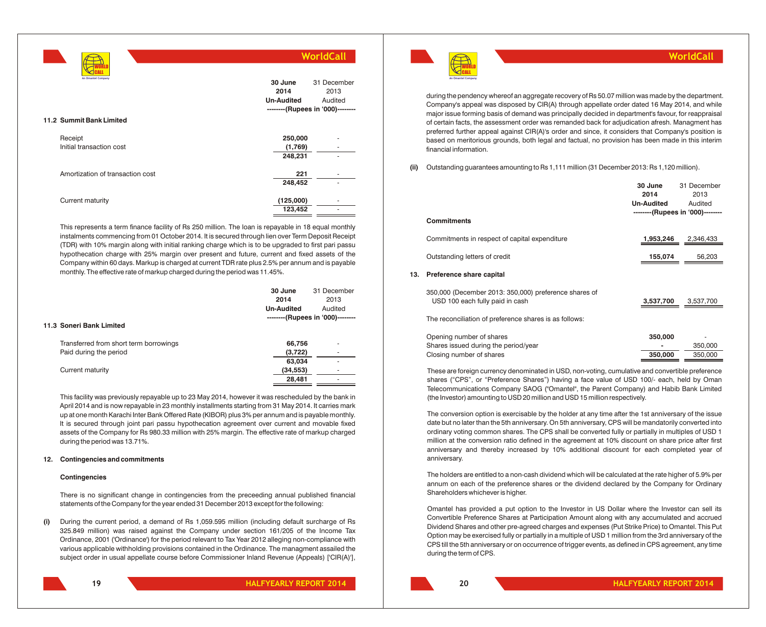| | 30 June 2014 Un-Audited | 31 December 2013 Audited |
|---|---|---|
| | --------(Rupees in '000)-------- | |

**11.2 Summit Bank Limited**

| | 30 June 2014 Un-Audited | 31 December 2013 Audited |
|---|---|---|
| Receipt | 250,000 | - |
| Initial transaction cost | (1,769) | - |
| | 248,231 | - |
| Amortization of transaction cost | 221 | - |
| | 248,452 | - |
| Current maturity | (125,000) | - |
| | 123,452 | - |

This represents a term finance facility of Rs 250 million. The loan is repayable in 18 equal monthly instalments commencing from 01 October 2014. It is secured through lien over Term Deposit Receipt (TDR) with 10% margin along with initial ranking charge which is to be upgraded to first pari passu hypothecation charge with 25% margin over present and future, current and fixed assets of the Company within 60 days. Markup is charged at current TDR rate plus 2.5% per annum and is payable monthly. The effective rate of markup charged during the period was 11.45%.

**11.3 Soneri Bank Limited**

| | 30 June 2014 Un-Audited | 31 December 2013 Audited |
|---|---|---|
| | --------(Rupees in '000)-------- | |
| Transferred from short term borrowings | 66,756 | - |
| Paid during the period | (3,722) | - |
| | 63,034 | - |
| Current maturity | (34,553) | - |
| | 28,481 | - |

This facility was previously repayable up to 23 May 2014, however it was rescheduled by the bank in April 2014 and is now repayable in 23 monthly installments starting from 31 May 2014. It carries mark up at one month Karachi Inter Bank Offered Rate (KIBOR) plus 3% per annum and is payable monthly. It is secured through joint pari passu hypothecation agreement over current and movable fixed assets of the Company for Rs 980.33 million with 25% margin. The effective rate of markup charged during the period was 13.71%.

**12. Contingencies and commitments**

**Contingencies**

There is no significant change in contingencies from the preceeding annual published financial statements of the Company for the year ended 31 December 2013 except for the following:

**(i)** During the current period, a demand of Rs 1,059.595 million (including default surcharge of Rs 325.849 million) was raised against the Company under section 161/205 of the Income Tax Ordinance, 2001 ('Ordinance') for the period relevant to Tax Year 2012 alleging non-compliance with various applicable withholding provisions contained in the Ordinance. The managment assailed the subject order in usual appellate course before Commissioner Inland Revenue (Appeals) ['CIR(A)'], during the pendency whereof an aggregate recovery of Rs 50.07 million was made by the department. Company's appeal was disposed by CIR(A) through appellate order dated 16 May 2014, and while major issue forming basis of demand was principally decided in department's favour, for reappraisal of certain facts, the assessment order was remanded back for adjudication afresh. Managment has preferred further appeal against CIR(A)'s order and since, it considers that Company's position is based on meritorious grounds, both legal and factual, no provision has been made in this interim financial information.

**(ii)** Outstanding guarantees amounting to Rs 1,111 million (31 December 2013: Rs 1,120 million).

| | 30 June 2014 Un-Audited | 31 December 2013 Audited |
|---|---|---|
| | --------(Rupees in '000)-------- | |
| **Commitments** | | |
| Commitments in respect of capital expenditure | 1,953,246 | 2,346,433 |
| Outstanding letters of credit | 155,074 | 56,203 |

**13. Preference share capital**

| | 30 June 2014 Un-Audited | 31 December 2013 Audited |
|---|---|---|
| 350,000 (December 2013: 350,000) preference shares of USD 100 each fully paid in cash | 3,537,700 | 3,537,700 |

The reconciliation of preference shares is as follows:

| | 30 June 2014 | 31 December 2013 |
|---|---|---|
| Opening number of shares | 350,000 | - |
| Shares issued during the period/year | - | 350,000 |
| Closing number of shares | 350,000 | 350,000 |

These are foreign currency denominated in USD, non-voting, cumulative and convertible preference shares ("CPS", or "Preference Shares") having a face value of USD 100/- each, held by Oman Telecommunications Company SAOG ("Omantel", the Parent Company) and Habib Bank Limited (the Investor) amounting to USD 20 million and USD 15 million respectively.

The conversion option is exercisable by the holder at any time after the 1st anniversary of the issue date but no later than the 5th anniversary. On 5th anniversary, CPS will be mandatorily converted into ordinary voting common shares. The CPS shall be converted fully or partially in multiples of USD 1 million at the conversion ratio defined in the agreement at 10% discount on share price after first anniversary and thereby increased by 10% additional discount for each completed year of anniversary.

The holders are entitled to a non-cash dividend which will be calculated at the rate higher of 5.9% per annum on each of the preference shares or the dividend declared by the Company for Ordinary Shareholders whichever is higher.

Omantel has provided a put option to the Investor in US Dollar where the Investor can sell its Convertible Preference Shares at Participation Amount along with any accumulated and accrued Dividend Shares and other pre-agreed charges and expenses (Put Strike Price) to Omantel. This Put Option may be exercised fully or partially in a multiple of USD 1 million from the 3rd anniversary of the CPS till the 5th anniversary or on occurrence of trigger events, as defined in CPS agreement, any time during the term of CPS.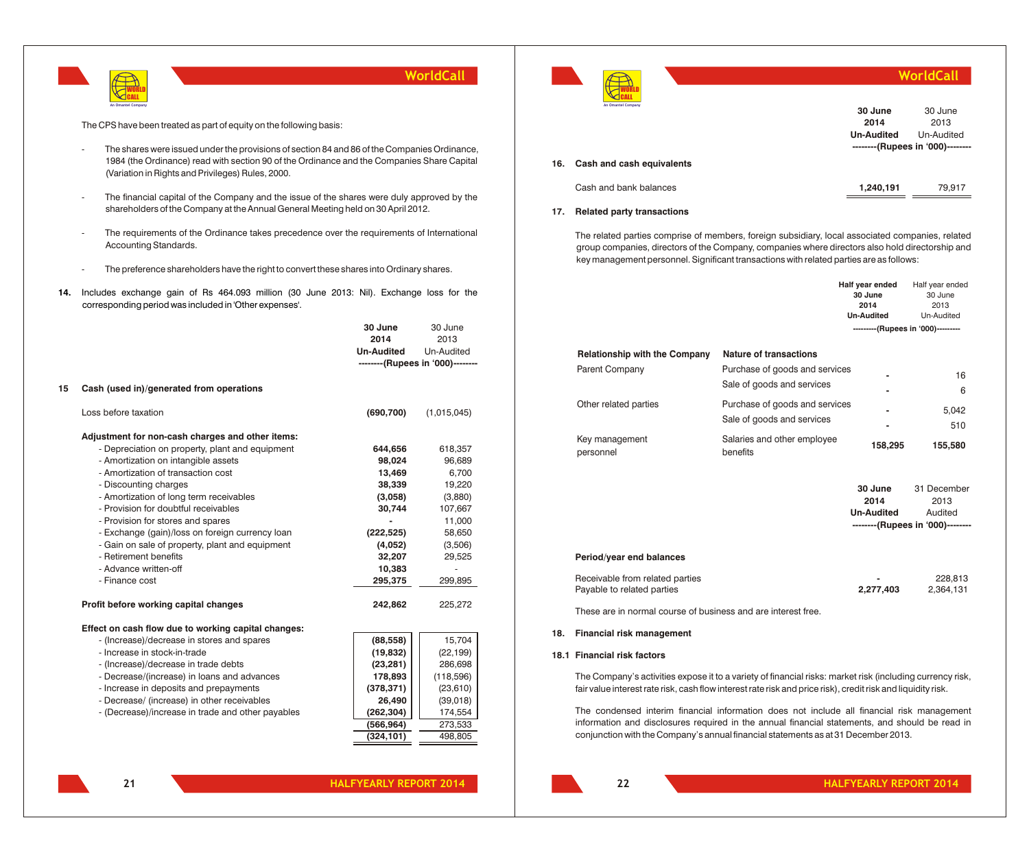The CPS have been treated as part of equity on the following basis:

- The shares were issued under the provisions of section 84 and 86 of the Companies Ordinance, 1984 (the Ordinance) read with section 90 of the Ordinance and the Companies Share Capital (Variation in Rights and Privileges) Rules, 2000.
- The financial capital of the Company and the issue of the shares were duly approved by the shareholders of the Company at the Annual General Meeting held on 30 April 2012.
- The requirements of the Ordinance takes precedence over the requirements of International Accounting Standards.
- The preference shareholders have the right to convert these shares into Ordinary shares.

**14.** Includes exchange gain of Rs 464.093 million (30 June 2013: Nil). Exchange loss for the corresponding period was included in 'Other expenses'.

| | **30 June 2014 Un-Audited** | 30 June 2013 Un-Audited |
|---|---|---|
| | --------(Rupees in '000)-------- | |
| **15 Cash (used in)/generated from operations** | | |
| Loss before taxation | **(690,700)** | (1,015,045) |
| **Adjustment for non-cash charges and other items:** | | |
| - Depreciation on property, plant and equipment | **644,656** | 618,357 |
| - Amortization on intangible assets | **98,024** | 96,689 |
| - Amortization of transaction cost | **13,469** | 6,700 |
| - Discounting charges | **38,339** | 19,220 |
| - Amortization of long term receivables | **(3,058)** | (3,880) |
| - Provision for doubtful receivables | **30,744** | 107,667 |
| - Provision for stores and spares | **-** | 11,000 |
| - Exchange (gain)/loss on foreign currency loan | **(222,525)** | 58,650 |
| - Gain on sale of property, plant and equipment | **(4,052)** | (3,506) |
| - Retirement benefits | **32,207** | 29,525 |
| - Advance written-off | **10,383** | - |
| - Finance cost | **295,375** | 299,895 |
| **Profit before working capital changes** | **242,862** | 225,272 |
| **Effect on cash flow due to working capital changes:** | | |
| - (Increase)/decrease in stores and spares | **(88,558)** | 15,704 |
| - Increase in stock-in-trade | **(19,832)** | (22,199) |
| - (Increase)/decrease in trade debts | **(23,281)** | 286,698 |
| - Decrease/(increase) in loans and advances | **178,893** | (118,596) |
| - Increase in deposits and prepayments | **(378,371)** | (23,610) |
| - Decrease/ (increase) in other receivables | **26,490** | (39,018) |
| - (Decrease)/increase in trade and other payables | **(262,304)** | 174,554 |
| | **(566,964)** | 273,533 |
| | **(324,101)** | 498,805 |

| | **30 June 2014 Un-Audited** | 30 June 2013 Un-Audited |
|---|---|---|
| | --------(Rupees in '000)-------- | |
| **16. Cash and cash equivalents** | | |
| Cash and bank balances | **1,240,191** | 79,917 |

**17. Related party transactions**

The related parties comprise of members, foreign subsidiary, local associated companies, related group companies, directors of the Company, companies where directors also hold directorship and key management personnel. Significant transactions with related parties are as follows:

| **Relationship with the Company** | **Nature of transactions** | **Half year ended 30 June 2014 Un-Audited** | Half year ended 30 June 2013 Un-Audited |
|---|---|---|---|
| | | ---------(Rupees in '000)--------- | |
| Parent Company | Purchase of goods and services | **-** | 16 |
| | Sale of goods and services | **-** | 6 |
| Other related parties | Purchase of goods and services | **-** | 5,042 |
| | Sale of goods and services | **-** | 510 |
| Key management personnel | Salaries and other employee benefits | **158,295** | 155,580 |

| | **30 June 2014 Un-Audited** | 31 December 2013 Audited |
|---|---|---|
| | --------(Rupees in '000)-------- | |
| **Period/year end balances** | | |
| Receivable from related parties | **-** | 228,813 |
| Payable to related parties | **2,277,403** | 2,364,131 |

These are in normal course of business and are interest free.

**18. Financial risk management**

**18.1 Financial risk factors**

The Company's activities expose it to a variety of financial risks: market risk (including currency risk, fair value interest rate risk, cash flow interest rate risk and price risk), credit risk and liquidity risk.

The condensed interim financial information does not include all financial risk management information and disclosures required in the annual financial statements, and should be read in conjunction with the Company's annual financial statements as at 31 December 2013.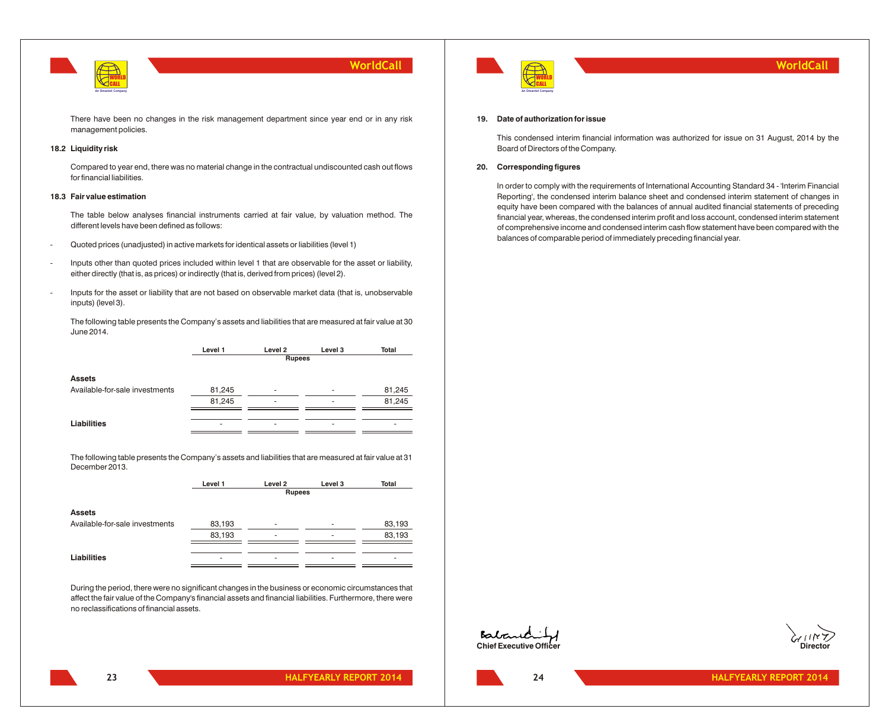There have been no changes in the risk management department since year end or in any risk management policies.

### 18.2 Liquidity risk

Compared to year end, there was no material change in the contractual undiscounted cash out flows for financial liabilities.

### 18.3 Fair value estimation

The table below analyses financial instruments carried at fair value, by valuation method. The different levels have been defined as follows:

- Quoted prices (unadjusted) in active markets for identical assets or liabilities (level 1)
- Inputs other than quoted prices included within level 1 that are observable for the asset or liability, either directly (that is, as prices) or indirectly (that is, derived from prices) (level 2).
- Inputs for the asset or liability that are not based on observable market data (that is, unobservable inputs) (level 3).

The following table presents the Company's assets and liabilities that are measured at fair value at 30 June 2014.

| | Level 1 | Level 2 | Level 3 | Total |
|---|---|---|---|---|
| | | Rupees | | |
| **Assets** | | | | |
| Available-for-sale investments | 81,245 | - | - | 81,245 |
| | 81,245 | - | - | 81,245 |
| **Liabilities** | - | - | - | - |

The following table presents the Company's assets and liabilities that are measured at fair value at 31 December 2013.

| | Level 1 | Level 2 | Level 3 | Total |
|---|---|---|---|---|
| | | Rupees | | |
| **Assets** | | | | |
| Available-for-sale investments | 83,193 | - | - | 83,193 |
| | 83,193 | - | - | 83,193 |
| **Liabilities** | - | - | - | - |

During the period, there were no significant changes in the business or economic circumstances that affect the fair value of the Company's financial assets and financial liabilities. Furthermore, there were no reclassifications of financial assets.

## 19. Date of authorization for issue

This condensed interim financial information was authorized for issue on 31 August, 2014 by the Board of Directors of the Company.

## 20. Corresponding figures

In order to comply with the requirements of International Accounting Standard 34 - 'Interim Financial Reporting', the condensed interim balance sheet and condensed interim statement of changes in equity have been compared with the balances of annual audited financial statements of preceding financial year, whereas, the condensed interim profit and loss account, condensed interim statement of comprehensive income and condensed interim cash flow statement have been compared with the balances of comparable period of immediately preceding financial year.

Chief Executive Officer

Director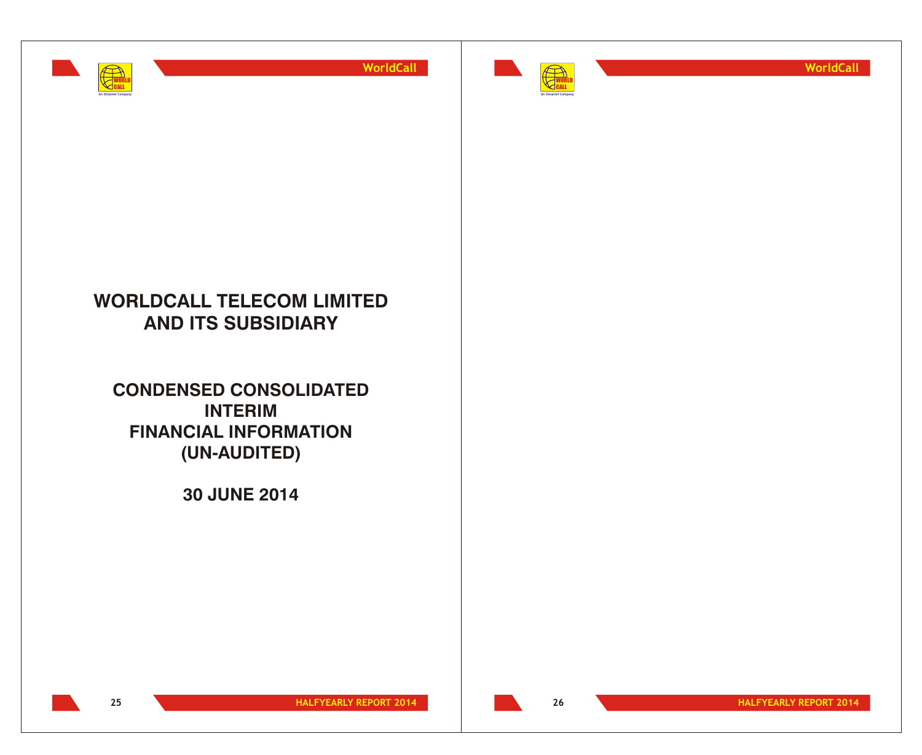# WORLDCALL TELECOM LIMITED AND ITS SUBSIDIARY

## CONDENSED CONSOLIDATED INTERIM FINANCIAL INFORMATION (UN-AUDITED)

## 30 JUNE 2014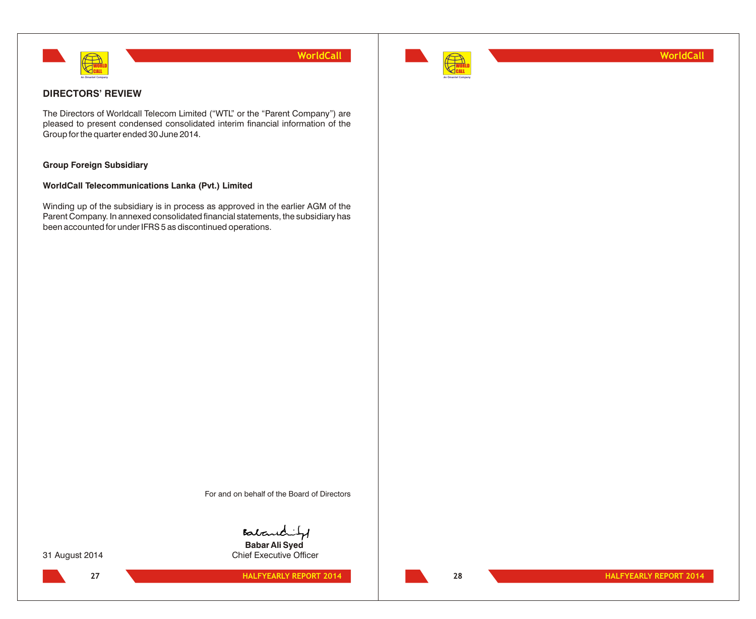## DIRECTORS' REVIEW

The Directors of Worldcall Telecom Limited ("WTL" or the "Parent Company") are pleased to present condensed consolidated interim financial information of the Group for the quarter ended 30 June 2014.

**Group Foreign Subsidiary**

**WorldCall Telecommunications Lanka (Pvt.) Limited**

Winding up of the subsidiary is in process as approved in the earlier AGM of the Parent Company. In annexed consolidated financial statements, the subsidiary has been accounted for under IFRS 5 as discontinued operations.

For and on behalf of the Board of Directors

**Babar Ali Syed**
Chief Executive Officer

31 August 2014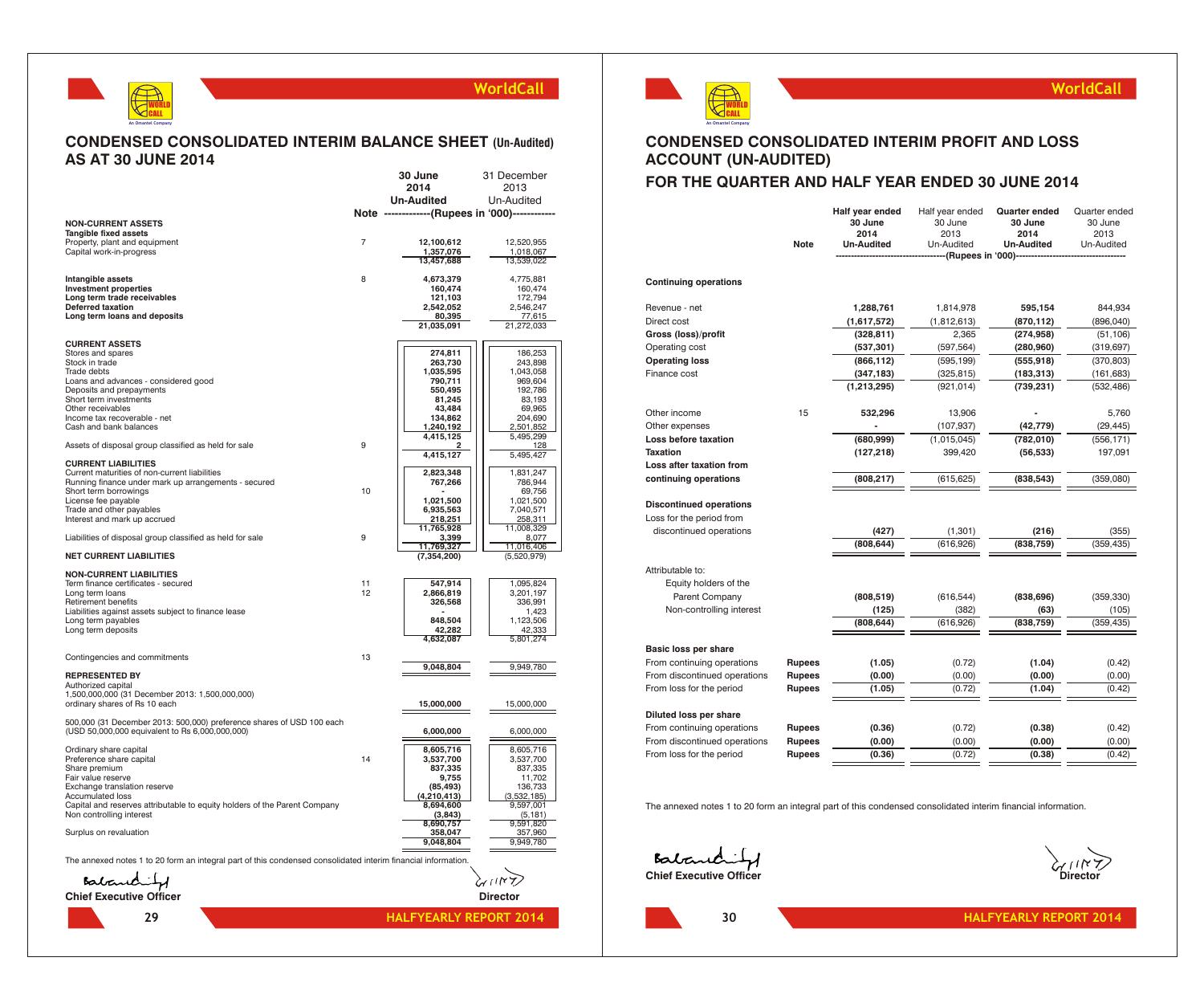# CONDENSED CONSOLIDATED INTERIM BALANCE SHEET (Un-Audited) AS AT 30 JUNE 2014

| | Note | 30 June 2014 Un-Audited | 31 December 2013 Un-Audited |
|---|---|---|---|
| | | (Rupees in '000) | |
| **NON-CURRENT ASSETS** | | | |
| **Tangible fixed assets** | | | |
| Property, plant and equipment | 7 | 12,100,612 | 12,520,955 |
| Capital work-in-progress | | 1,357,076 | 1,018,067 |
| | | 13,457,688 | 13,539,022 |
| **Intangible assets** | 8 | 4,673,379 | 4,775,881 |
| **Investment properties** | | 160,474 | 160,474 |
| **Long term trade receivables** | | 121,103 | 172,794 |
| **Deferred taxation** | | 2,542,052 | 2,546,247 |
| **Long term loans and deposits** | | 80,395 | 77,615 |
| | | 21,035,091 | 21,272,033 |
| **CURRENT ASSETS** | | | |
| Stores and spares | | 274,811 | 186,253 |
| Stock in trade | | 263,730 | 243,898 |
| Trade debts | | 1,035,595 | 1,043,058 |
| Loans and advances - considered good | | 790,711 | 969,604 |
| Deposits and prepayments | | 550,495 | 192,786 |
| Short term investments | | 81,245 | 83,193 |
| Other receivables | | 43,484 | 69,965 |
| Income tax recoverable - net | | 134,862 | 204,690 |
| Cash and bank balances | | 1,240,192 | 2,501,852 |
| | | 4,415,125 | 5,495,299 |
| Assets of disposal group classified as held for sale | 9 | 2 | 128 |
| | | 4,415,127 | 5,495,427 |
| **CURRENT LIABILITIES** | | | |
| Current maturities of non-current liabilities | | 2,823,348 | 1,831,247 |
| Running finance under mark up arrangements - secured | | 767,266 | 786,944 |
| Short term borrowings | 10 | - | 69,756 |
| License fee payable | | 1,021,500 | 1,021,500 |
| Trade and other payables | | 6,935,563 | 7,040,571 |
| Interest and mark up accrued | | 218,251 | 258,311 |
| | | 11,765,928 | 11,008,329 |
| Liabilities of disposal group classified as held for sale | 9 | 3,399 | 8,077 |
| | | 11,769,327 | 11,016,406 |
| **NET CURRENT LIABILITIES** | | (7,354,200) | (5,520,979) |
| **NON-CURRENT LIABILITIES** | | | |
| Term finance certificates - secured | 11 | 547,914 | 1,095,824 |
| Long term loans | 12 | 2,866,819 | 3,201,197 |
| Retirement benefits | | 326,568 | 336,991 |
| Liabilities against assets subject to finance lease | | - | 1,423 |
| Long term payables | | 848,504 | 1,123,506 |
| Long term deposits | | 42,282 | 42,333 |
| | | 4,632,087 | 5,801,274 |
| Contingencies and commitments | 13 | | |
| | | 9,048,804 | 9,949,780 |
| **REPRESENTED BY** | | | |
| Authorized capital | | | |
| 1,500,000,000 (31 December 2013: 1,500,000,000) ordinary shares of Rs 10 each | | 15,000,000 | 15,000,000 |
| 500,000 (31 December 2013: 500,000) preference shares of USD 100 each (USD 50,000,000 equivalent to Rs 6,000,000,000) | | 6,000,000 | 6,000,000 |
| Ordinary share capital | | 8,605,716 | 8,605,716 |
| Preference share capital | 14 | 3,537,700 | 3,537,700 |
| Share premium | | 837,335 | 837,335 |
| Fair value reserve | | 9,755 | 11,702 |
| Exchange translation reserve | | (85,493) | 136,733 |
| Accumulated loss | | (4,210,413) | (3,532,185) |
| Capital and reserves attributable to equity holders of the Parent Company | | 8,694,600 | 9,597,001 |
| Non controlling interest | | (3,843) | (5,181) |
| | | 8,690,757 | 9,591,820 |
| Surplus on revaluation | | 358,047 | 357,960 |
| | | 9,048,804 | 9,949,780 |

The annexed notes 1 to 20 form an integral part of this condensed consolidated interim financial information.

**Chief Executive Officer** **Director**

# CONDENSED CONSOLIDATED INTERIM PROFIT AND LOSS ACCOUNT (UN-AUDITED)

## FOR THE QUARTER AND HALF YEAR ENDED 30 JUNE 2014

| | Note | Half year ended 30 June 2014 Un-Audited | Half year ended 30 June 2013 Un-Audited | Quarter ended 30 June 2014 Un-Audited | Quarter ended 30 June 2013 Un-Audited |
|---|---|---|---|---|---|
| | | (Rupees in '000) | | | |
| **Continuing operations** | | | | | |
| Revenue - net | | 1,288,761 | 1,814,978 | 595,154 | 844,934 |
| Direct cost | | (1,617,572) | (1,812,613) | (870,112) | (896,040) |
| **Gross (loss)/profit** | | (328,811) | 2,365 | (274,958) | (51,106) |
| Operating cost | | (537,301) | (597,564) | (280,960) | (319,697) |
| **Operating loss** | | (866,112) | (595,199) | (555,918) | (370,803) |
| Finance cost | | (347,183) | (325,815) | (183,313) | (161,683) |
| | | (1,213,295) | (921,014) | (739,231) | (532,486) |
| Other income | 15 | 532,296 | 13,906 | - | 5,760 |
| Other expenses | | - | (107,937) | (42,779) | (29,445) |
| **Loss before taxation** | | (680,999) | (1,015,045) | (782,010) | (556,171) |
| **Taxation** | | (127,218) | 399,420 | (56,533) | 197,091 |
| **Loss after taxation from continuing operations** | | (808,217) | (615,625) | (838,543) | (359,080) |
| **Discontinued operations** | | | | | |
| Loss for the period from discontinued operations | | (427) | (1,301) | (216) | (355) |
| | | (808,644) | (616,926) | (838,759) | (359,435) |
| Attributable to: | | | | | |
| Equity holders of the Parent Company | | (808,519) | (616,544) | (838,696) | (359,330) |
| Non-controlling interest | | (125) | (382) | (63) | (105) |
| | | (808,644) | (616,926) | (838,759) | (359,435) |
| **Basic loss per share** | | | | | |
| From continuing operations | Rupees | (1.05) | (0.72) | (1.04) | (0.42) |
| From discontinued operations | Rupees | (0.00) | (0.00) | (0.00) | (0.00) |
| From loss for the period | Rupees | (1.05) | (0.72) | (1.04) | (0.42) |
| **Diluted loss per share** | | | | | |
| From continuing operations | Rupees | (0.36) | (0.72) | (0.38) | (0.42) |
| From discontinued operations | Rupees | (0.00) | (0.00) | (0.00) | (0.00) |
| From loss for the period | Rupees | (0.36) | (0.72) | (0.38) | (0.42) |

The annexed notes 1 to 20 form an integral part of this condensed consolidated interim financial information.

**Chief Executive Officer** **Director**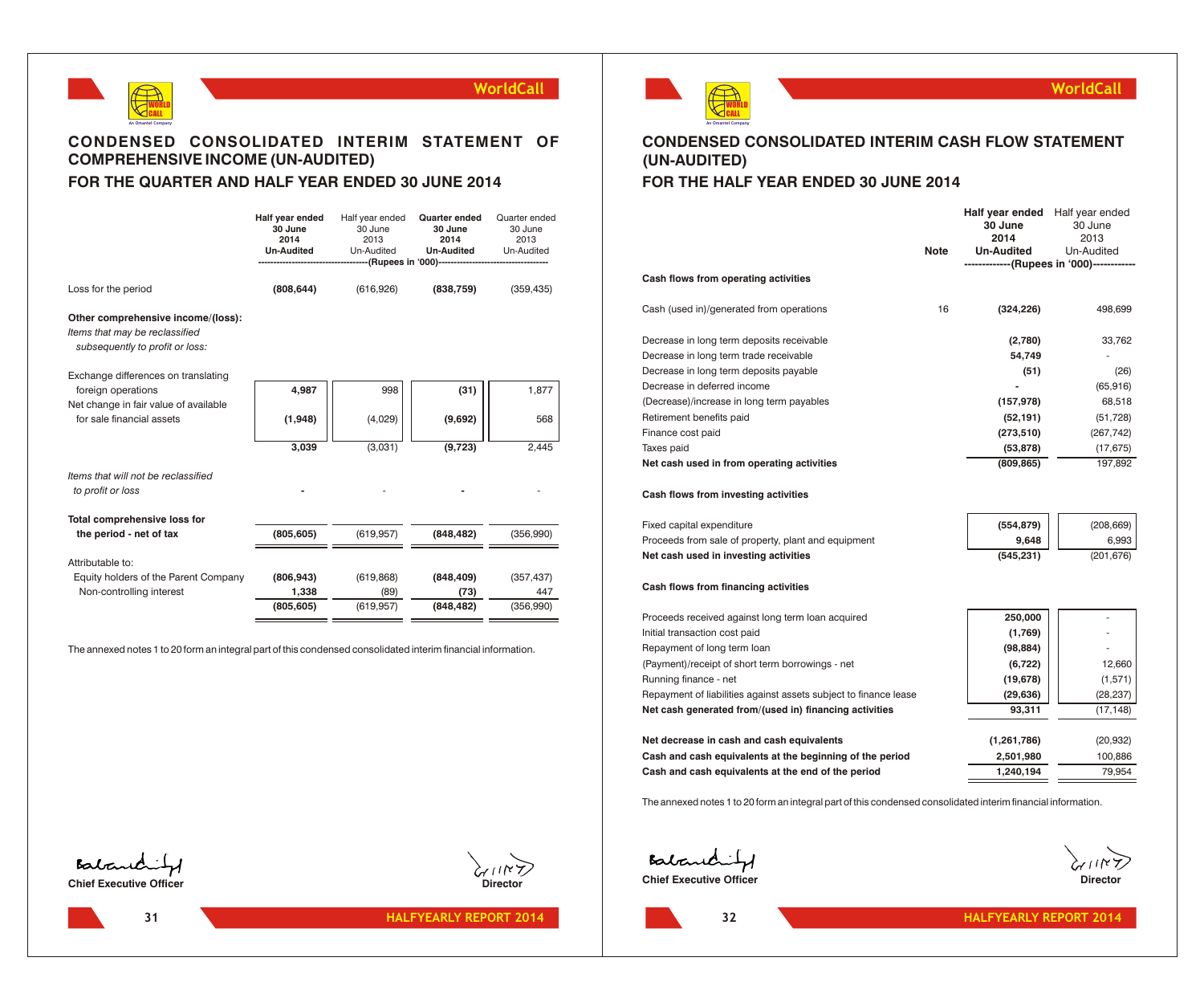# CONDENSED CONSOLIDATED INTERIM STATEMENT OF COMPREHENSIVE INCOME (UN-AUDITED)

## FOR THE QUARTER AND HALF YEAR ENDED 30 JUNE 2014

| | Half year ended 30 June 2014 Un-Audited | Half year ended 30 June 2013 Un-Audited | Quarter ended 30 June 2014 Un-Audited | Quarter ended 30 June 2013 Un-Audited |
|---|---|---|---|---|
| | (Rupees in '000) | | | |
| Loss for the period | **(808,644)** | (616,926) | **(838,759)** | (359,435) |
| **Other comprehensive income/(loss):** | | | | |
| *Items that may be reclassified subsequently to profit or loss:* | | | | |
| Exchange differences on translating foreign operations | **4,987** | 998 | **(31)** | 1,877 |
| Net change in fair value of available for sale financial assets | **(1,948)** | (4,029) | **(9,692)** | 568 |
| | **3,039** | (3,031) | **(9,723)** | 2,445 |
| *Items that will not be reclassified to profit or loss* | **-** | - | **-** | - |
| **Total comprehensive loss for the period - net of tax** | **(805,605)** | (619,957) | **(848,482)** | (356,990) |
| Attributable to: | | | | |
| Equity holders of the Parent Company | **(806,943)** | (619,868) | **(848,409)** | (357,437) |
| Non-controlling interest | **1,338** | (89) | **(73)** | 447 |
| | **(805,605)** | (619,957) | **(848,482)** | (356,990) |

The annexed notes 1 to 20 form an integral part of this condensed consolidated interim financial information.

**Chief Executive Officer** **Director**

# CONDENSED CONSOLIDATED INTERIM CASH FLOW STATEMENT (UN-AUDITED)

## FOR THE HALF YEAR ENDED 30 JUNE 2014

| | Note | Half year ended 30 June 2014 Un-Audited | Half year ended 30 June 2013 Un-Audited |
|---|---|---|---|
| | | (Rupees in '000) | |
| **Cash flows from operating activities** | | | |
| Cash (used in)/generated from operations | 16 | **(324,226)** | 498,699 |
| Decrease in long term deposits receivable | | **(2,780)** | 33,762 |
| Decrease in long term trade receivable | | **54,749** | - |
| Decrease in long term deposits payable | | **(51)** | (26) |
| Decrease in deferred income | | **-** | (65,916) |
| (Decrease)/increase in long term payables | | **(157,978)** | 68,518 |
| Retirement benefits paid | | **(52,191)** | (51,728) |
| Finance cost paid | | **(273,510)** | (267,742) |
| Taxes paid | | **(53,878)** | (17,675) |
| **Net cash used in from operating activities** | | **(809,865)** | 197,892 |
| **Cash flows from investing activities** | | | |
| Fixed capital expenditure | | **(554,879)** | (208,669) |
| Proceeds from sale of property, plant and equipment | | **9,648** | 6,993 |
| **Net cash used in investing activities** | | **(545,231)** | (201,676) |
| **Cash flows from financing activities** | | | |
| Proceeds received against long term loan acquired | | **250,000** | - |
| Initial transaction cost paid | | **(1,769)** | - |
| Repayment of long term loan | | **(98,884)** | - |
| (Payment)/receipt of short term borrowings - net | | **(6,722)** | 12,660 |
| Running finance - net | | **(19,678)** | (1,571) |
| Repayment of liabilities against assets subject to finance lease | | **(29,636)** | (28,237) |
| **Net cash generated from/(used in) financing activities** | | **93,311** | (17,148) |
| **Net decrease in cash and cash equivalents** | | **(1,261,786)** | (20,932) |
| **Cash and cash equivalents at the beginning of the period** | | **2,501,980** | 100,886 |
| **Cash and cash equivalents at the end of the period** | | **1,240,194** | 79,954 |

The annexed notes 1 to 20 form an integral part of this condensed consolidated interim financial information.

**Chief Executive Officer** **Director**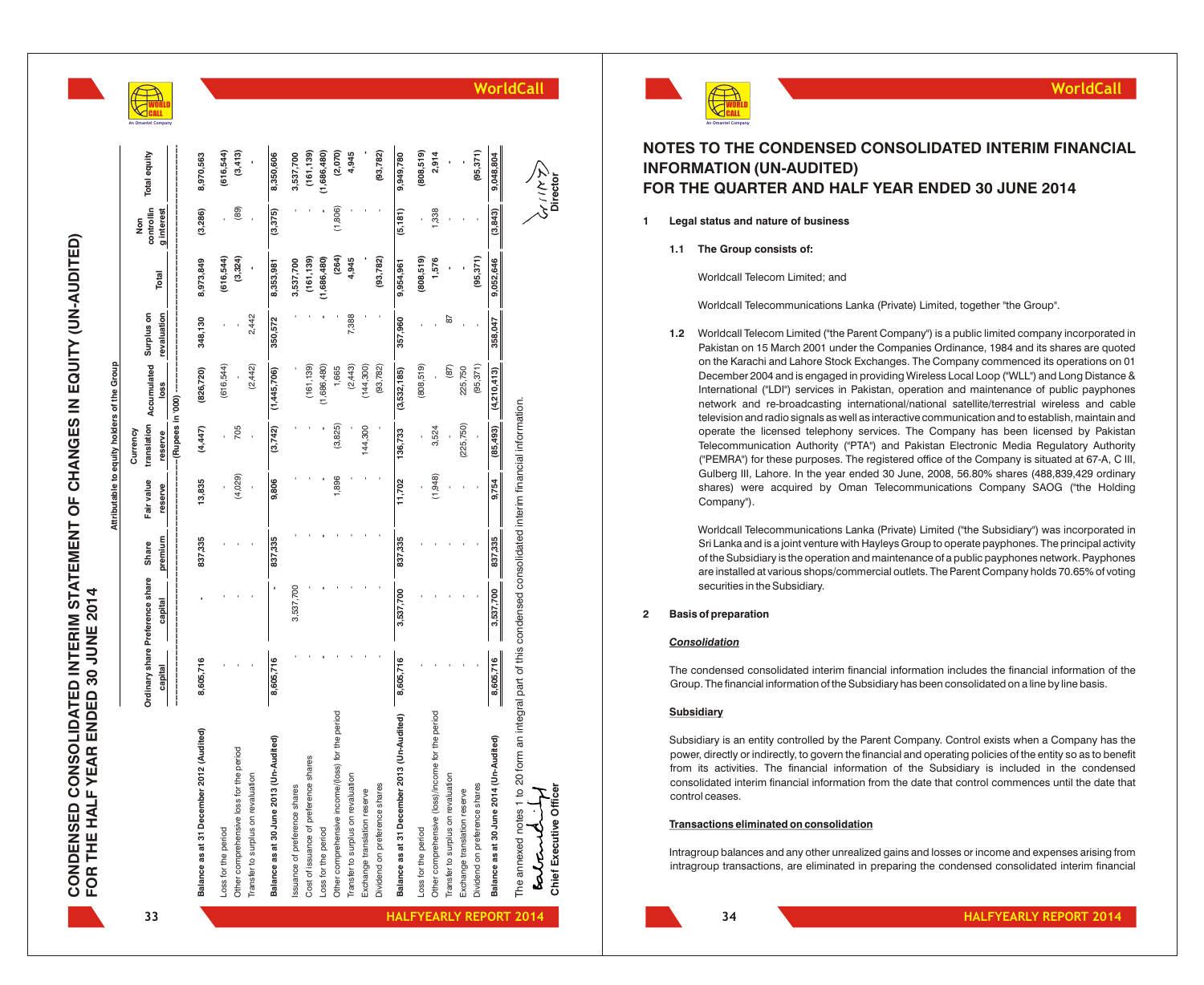# CONDENSED CONSOLIDATED INTERIM STATEMENT OF CHANGES IN EQUITY (UN-AUDITED) FOR THE HALF YEAR ENDED 30 JUNE 2014

| | Attributable to equity holders of the Group | | | | | | | | | |
|---|---|---|---|---|---|---|---|---|---|---|
| | Ordinary share capital | Preference share capital | Share premium | Fair value reserve | Currency translation reserve | Accumulated loss | Surplus on revaluation | Total | Non controlling interest | Total equity |
| | (Rupees in '000) | | | | | | | | | |
| **Balance as at 31 December 2012 (Audited)** | **8,605,716** | **-** | **837,335** | **13,835** | **(4,447)** | **(826,720)** | **348,130** | **8,973,849** | **(3,286)** | **8,970,563** |
| Loss for the period | - | - | - | - | - | (616,544) | - | (616,544) | - | (616,544) |
| Other comprehensive loss for the period | - | - | - | (4,029) | 705 | - | - | (3,324) | (89) | (3,413) |
| Transfer to surplus on revaluation | - | - | - | - | - | (2,442) | 2,442 | - | - | - |
| **Balance as at 30 June 2013 (Un-Audited)** | **8,605,716** | **-** | **837,335** | **9,806** | **(3,742)** | **(1,445,706)** | **350,572** | **8,353,981** | **(3,375)** | **8,350,606** |
| Issuance of preference shares | - | 3,537,700 | - | - | - | - | - | 3,537,700 | - | 3,537,700 |
| Cost of issuance of preference shares | - | - | - | - | - | (161,139) | - | (161,139) | - | (161,139) |
| Loss for the period | - | - | - | - | - | (1,686,480) | - | (1,686,480) | - | (1,686,480) |
| Other comprehensive income/(loss) for the period | - | - | - | 1,896 | (3,825) | 1,665 | - | (264) | (1,806) | (2,070) |
| Transfer to surplus on revaluation | - | - | - | - | - | (2,443) | 7,388 | 4,945 | - | 4,945 |
| Exchange translation reserve | - | - | - | - | 144,300 | (144,300) | - | - | - | - |
| Dividend on preference shares | - | - | - | - | - | (93,782) | - | (93,782) | - | (93,782) |
| **Balance as at 31 December 2013 (Un-Audited)** | **8,605,716** | **3,537,700** | **837,335** | **11,702** | **136,733** | **(3,532,185)** | **357,960** | **9,954,961** | **(5,181)** | **9,949,780** |
| Loss for the period | - | - | - | - | - | (808,519) | - | (808,519) | - | (808,519) |
| Other comprehensive (loss)/income for the period | - | - | - | (1,948) | 3,524 | - | - | 1,576 | 1,338 | 2,914 |
| Transfer to surplus on revaluation | - | - | - | - | - | (87) | 87 | - | - | - |
| Exchange translation reserve | - | - | - | - | (225,750) | 225,750 | - | - | - | - |
| Dividend on preference shares | - | - | - | - | - | (95,371) | - | (95,371) | - | (95,371) |
| **Balance as at 30 June 2014 (Un-Audited)** | **8,605,716** | **3,537,700** | **837,335** | **9,754** | **(85,493)** | **(4,210,413)** | **358,047** | **9,052,646** | **(3,843)** | **9,048,804** |

The annexed notes 1 to 20 form an integral part of this condensed consolidated interim financial information.

**Chief Executive Officer** **Director**

# NOTES TO THE CONDENSED CONSOLIDATED INTERIM FINANCIAL INFORMATION (UN-AUDITED) FOR THE QUARTER AND HALF YEAR ENDED 30 JUNE 2014

**1 Legal status and nature of business**

**1.1 The Group consists of:**

Worldcall Telecom Limited; and

Worldcall Telecommunications Lanka (Private) Limited, together "the Group".

**1.2** Worldcall Telecom Limited ("the Parent Company") is a public limited company incorporated in Pakistan on 15 March 2001 under the Companies Ordinance, 1984 and its shares are quoted on the Karachi and Lahore Stock Exchanges. The Company commenced its operations on 01 December 2004 and is engaged in providing Wireless Local Loop ("WLL") and Long Distance & International ("LDI") services in Pakistan, operation and maintenance of public payphones network and re-broadcasting international/national satellite/terrestrial wireless and cable television and radio signals as well as interactive communication and to establish, maintain and operate the licensed telephony services. The Company has been licensed by Pakistan Telecommunication Authority ("PTA") and Pakistan Electronic Media Regulatory Authority ("PEMRA") for these purposes. The registered office of the Company is situated at 67-A, C III, Gulberg III, Lahore. In the year ended 30 June, 2008, 56.80% shares (488,839,429 ordinary shares) were acquired by Oman Telecommunications Company SAOG ("the Holding Company").

Worldcall Telecommunications Lanka (Private) Limited ("the Subsidiary") was incorporated in Sri Lanka and is a joint venture with Hayleys Group to operate payphones. The principal activity of the Subsidiary is the operation and maintenance of a public payphones network. Payphones are installed at various shops/commercial outlets. The Parent Company holds 70.65% of voting securities in the Subsidiary.

**2 Basis of preparation**

***Consolidation***

The condensed consolidated interim financial information includes the financial information of the Group. The financial information of the Subsidiary has been consolidated on a line by line basis.

**Subsidiary**

Subsidiary is an entity controlled by the Parent Company. Control exists when a Company has the power, directly or indirectly, to govern the financial and operating policies of the entity so as to benefit from its activities. The financial information of the Subsidiary is included in the condensed consolidated interim financial information from the date that control commences until the date that control ceases.

**Transactions eliminated on consolidation**

Intragroup balances and any other unrealized gains and losses or income and expenses arising from intragroup transactions, are eliminated in preparing the condensed consolidated interim financial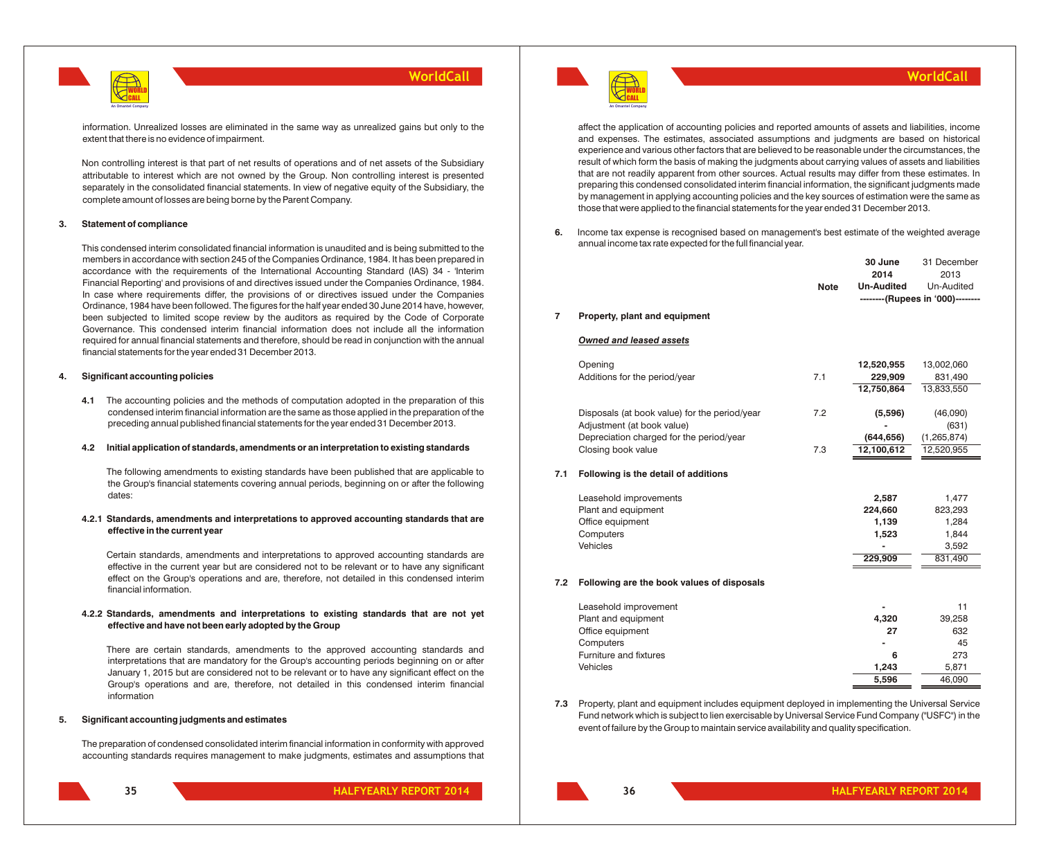information. Unrealized losses are eliminated in the same way as unrealized gains but only to the extent that there is no evidence of impairment.

Non controlling interest is that part of net results of operations and of net assets of the Subsidiary attributable to interest which are not owned by the Group. Non controlling interest is presented separately in the consolidated financial statements. In view of negative equity of the Subsidiary, the complete amount of losses are being borne by the Parent Company.

## 3. Statement of compliance

This condensed interim consolidated financial information is unaudited and is being submitted to the members in accordance with section 245 of the Companies Ordinance, 1984. It has been prepared in accordance with the requirements of the International Accounting Standard (IAS) 34 - 'Interim Financial Reporting' and provisions of and directives issued under the Companies Ordinance, 1984. In case where requirements differ, the provisions of or directives issued under the Companies Ordinance, 1984 have been followed. The figures for the half year ended 30 June 2014 have, however, been subjected to limited scope review by the auditors as required by the Code of Corporate Governance. This condensed interim financial information does not include all the information required for annual financial statements and therefore, should be read in conjunction with the annual financial statements for the year ended 31 December 2013.

## 4. Significant accounting policies

**4.1** The accounting policies and the methods of computation adopted in the preparation of this condensed interim financial information are the same as those applied in the preparation of the preceding annual published financial statements for the year ended 31 December 2013.

**4.2 Initial application of standards, amendments or an interpretation to existing standards**

The following amendments to existing standards have been published that are applicable to the Group's financial statements covering annual periods, beginning on or after the following dates:

**4.2.1 Standards, amendments and interpretations to approved accounting standards that are effective in the current year**

Certain standards, amendments and interpretations to approved accounting standards are effective in the current year but are considered not to be relevant or to have any significant effect on the Group's operations and are, therefore, not detailed in this condensed interim financial information.

**4.2.2 Standards, amendments and interpretations to existing standards that are not yet effective and have not been early adopted by the Group**

There are certain standards, amendments to the approved accounting standards and interpretations that are mandatory for the Group's accounting periods beginning on or after January 1, 2015 but are considered not to be relevant or to have any significant effect on the Group's operations and are, therefore, not detailed in this condensed interim financial information

## 5. Significant accounting judgments and estimates

The preparation of condensed consolidated interim financial information in conformity with approved accounting standards requires management to make judgments, estimates and assumptions that affect the application of accounting policies and reported amounts of assets and liabilities, income and expenses. The estimates, associated assumptions and judgments are based on historical experience and various other factors that are believed to be reasonable under the circumstances, the result of which form the basis of making the judgments about carrying values of assets and liabilities that are not readily apparent from other sources. Actual results may differ from these estimates. In preparing this condensed consolidated interim financial information, the significant judgments made by management in applying accounting policies and the key sources of estimation were the same as those that were applied to the financial statements for the year ended 31 December 2013.

**6.** Income tax expense is recognised based on management's best estimate of the weighted average annual income tax rate expected for the full financial year.

| | | Note | 30 June 2014 Un-Audited | 31 December 2013 Un-Audited |
|---|---|---|---|---|
| | | | --------(Rupees in '000)-------- | |
| **7** | **Property, plant and equipment** | | | |
| | ***Owned and leased assets*** | | | |
| | Opening | | **12,520,955** | 13,002,060 |
| | Additions for the period/year | 7.1 | **229,909** | 831,490 |
| | | | **12,750,864** | 13,833,550 |
| | Disposals (at book value) for the period/year | 7.2 | **(5,596)** | (46,090) |
| | Adjustment (at book value) | | **-** | (631) |
| | Depreciation charged for the period/year | | **(644,656)** | (1,265,874) |
| | Closing book value | 7.3 | **12,100,612** | 12,520,955 |
| **7.1** | **Following is the detail of additions** | | | |
| | Leasehold improvements | | **2,587** | 1,477 |
| | Plant and equipment | | **224,660** | 823,293 |
| | Office equipment | | **1,139** | 1,284 |
| | Computers | | **1,523** | 1,844 |
| | Vehicles | | **-** | 3,592 |
| | | | **229,909** | 831,490 |
| **7.2** | **Following are the book values of disposals** | | | |
| | Leasehold improvement | | **-** | 11 |
| | Plant and equipment | | **4,320** | 39,258 |
| | Office equipment | | **27** | 632 |
| | Computers | | **-** | 45 |
| | Furniture and fixtures | | **6** | 273 |
| | Vehicles | | **1,243** | 5,871 |
| | | | **5,596** | 46,090 |

**7.3** Property, plant and equipment includes equipment deployed in implementing the Universal Service Fund network which is subject to lien exercisable by Universal Service Fund Company ("USFC") in the event of failure by the Group to maintain service availability and quality specification.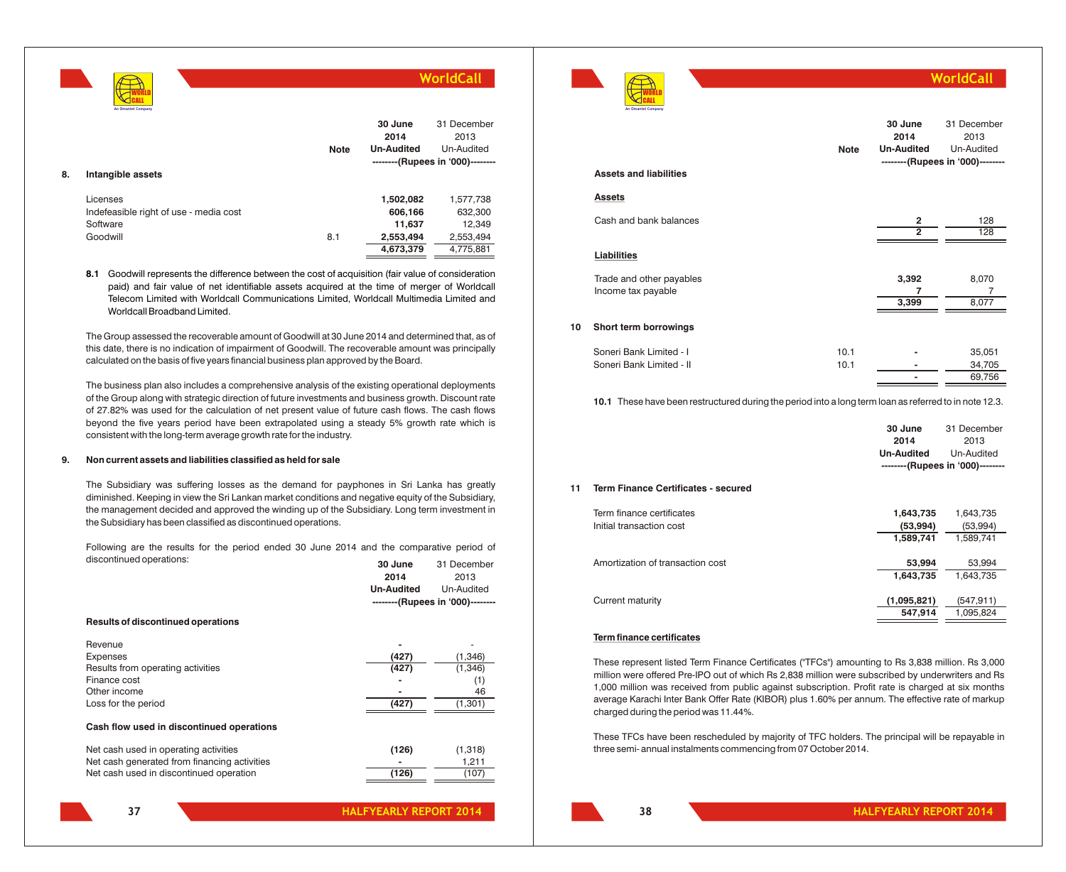| | Note | 30 June 2014 Un-Audited | 31 December 2013 Un-Audited |
|---|---|---|---|
| | | --------(Rupees in '000)-------- | |
| **8. Intangible assets** | | | |
| Licenses | | **1,502,082** | 1,577,738 |
| Indefeasible right of use - media cost | | **606,166** | 632,300 |
| Software | | **11,637** | 12,349 |
| Goodwill | 8.1 | **2,553,494** | 2,553,494 |
| | | **4,673,379** | 4,775,881 |

**8.1** Goodwill represents the difference between the cost of acquisition (fair value of consideration paid) and fair value of net identifiable assets acquired at the time of merger of Worldcall Telecom Limited with Worldcall Communications Limited, Worldcall Multimedia Limited and Worldcall Broadband Limited.

The Group assessed the recoverable amount of Goodwill at 30 June 2014 and determined that, as of this date, there is no indication of impairment of Goodwill. The recoverable amount was principally calculated on the basis of five years financial business plan approved by the Board.

The business plan also includes a comprehensive analysis of the existing operational deployments of the Group along with strategic direction of future investments and business growth. Discount rate of 27.82% was used for the calculation of net present value of future cash flows. The cash flows beyond the five years period have been extrapolated using a steady 5% growth rate which is consistent with the long-term average growth rate for the industry.

## 9. Non current assets and liabilities classified as held for sale

The Subsidiary was suffering losses as the demand for payphones in Sri Lanka has greatly diminished. Keeping in view the Sri Lankan market conditions and negative equity of the Subsidiary, the management decided and approved the winding up of the Subsidiary. Long term investment in the Subsidiary has been classified as discontinued operations.

Following are the results for the period ended 30 June 2014 and the comparative period of discontinued operations:

| | 30 June 2014 Un-Audited | 31 December 2013 Un-Audited |
|---|---|---|
| | --------(Rupees in '000)-------- | |
| **Results of discontinued operations** | | |
| Revenue | **-** | - |
| Expenses | **(427)** | (1,346) |
| Results from operating activities | **(427)** | (1,346) |
| Finance cost | **-** | (1) |
| Other income | **-** | 46 |
| Loss for the period | **(427)** | (1,301) |
| **Cash flow used in discontinued operations** | | |
| Net cash used in operating activities | **(126)** | (1,318) |
| Net cash generated from financing activities | **-** | 1,211 |
| Net cash used in discontinued operation | **(126)** | (107) |

| | Note | 30 June 2014 Un-Audited | 31 December 2013 Un-Audited |
|---|---|---|---|
| | | --------(Rupees in '000)-------- | |
| **Assets and liabilities** | | | |
| **Assets** | | | |
| Cash and bank balances | | **2** | 128 |
| | | **2** | 128 |
| **Liabilities** | | | |
| Trade and other payables | | **3,392** | 8,070 |
| Income tax payable | | **7** | 7 |
| | | **3,399** | 8,077 |
| **10 Short term borrowings** | | | |
| Soneri Bank Limited - I | 10.1 | **-** | 35,051 |
| Soneri Bank Limited - II | 10.1 | **-** | 34,705 |
| | | **-** | 69,756 |

**10.1** These have been restructured during the period into a long term loan as referred to in note 12.3.

| | 30 June 2014 Un-Audited | 31 December 2013 Un-Audited |
|---|---|---|
| | --------(Rupees in '000)-------- | |
| **11 Term Finance Certificates - secured** | | |
| Term finance certificates | **1,643,735** | 1,643,735 |
| Initial transaction cost | **(53,994)** | (53,994) |
| | **1,589,741** | 1,589,741 |
| Amortization of transaction cost | **53,994** | 53,994 |
| | **1,643,735** | 1,643,735 |
| Current maturity | **(1,095,821)** | (547,911) |
| | **547,914** | 1,095,824 |

**Term finance certificates**

These represent listed Term Finance Certificates ("TFCs") amounting to Rs 3,838 million. Rs 3,000 million were offered Pre-IPO out of which Rs 2,838 million were subscribed by underwriters and Rs 1,000 million was received from public against subscription. Profit rate is charged at six months average Karachi Inter Bank Offer Rate (KIBOR) plus 1.60% per annum. The effective rate of markup charged during the period was 11.44%.

These TFCs have been rescheduled by majority of TFC holders. The principal will be repayable in three semi- annual instalments commencing from 07 October 2014.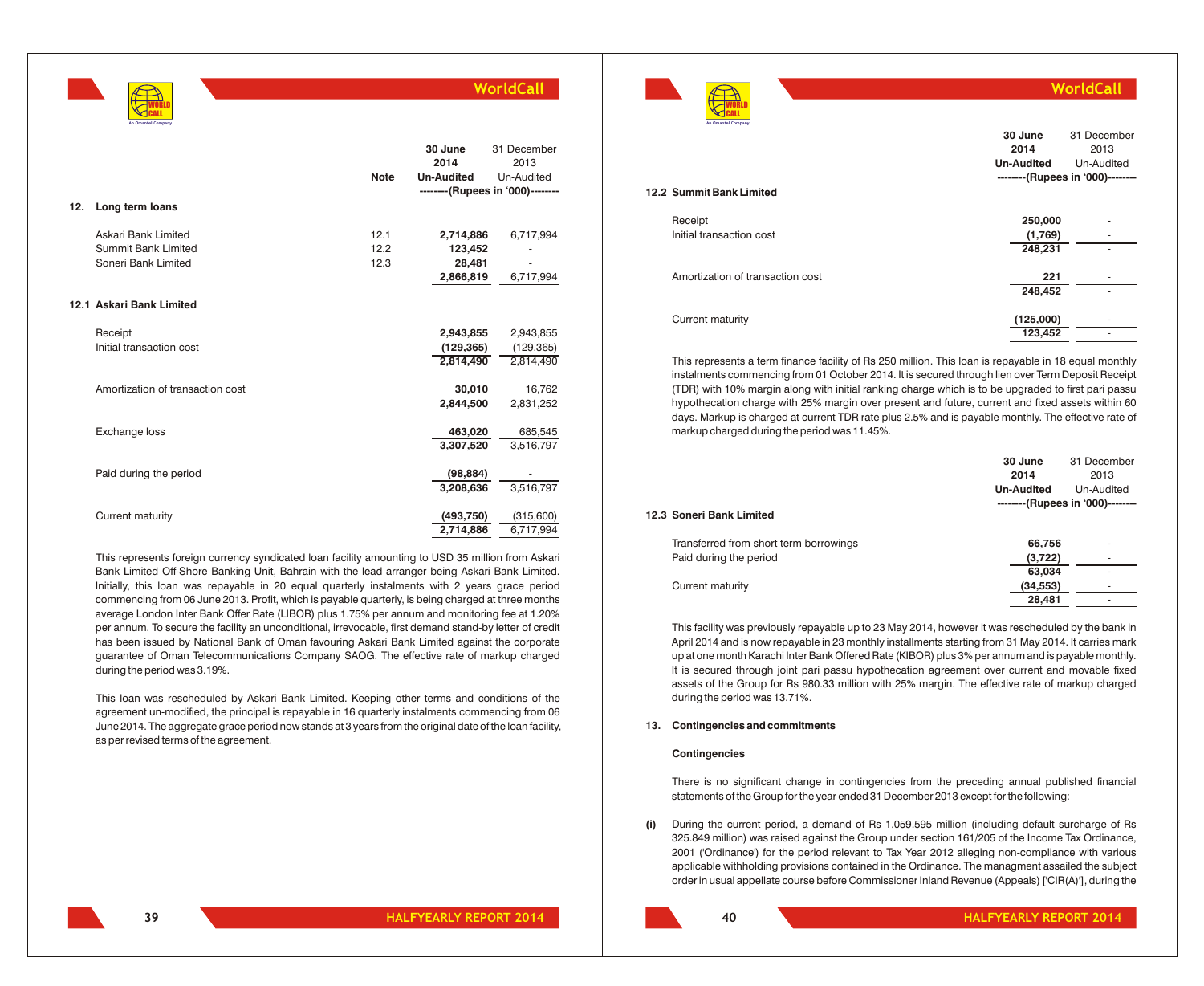| | Note | 30 June 2014 Un-Audited | 31 December 2013 Un-Audited |
|---|---|---|---|
| | | --------(Rupees in '000)-------- | |
| **12. Long term loans** | | | |
| Askari Bank Limited | 12.1 | **2,714,886** | 6,717,994 |
| Summit Bank Limited | 12.2 | **123,452** | - |
| Soneri Bank Limited | 12.3 | **28,481** | - |
| | | **2,866,819** | 6,717,994 |

**12.1 Askari Bank Limited**

| | 30 June 2014 Un-Audited | 31 December 2013 Un-Audited |
|---|---|---|
| Receipt | **2,943,855** | 2,943,855 |
| Initial transaction cost | **(129,365)** | (129,365) |
| | **2,814,490** | 2,814,490 |
| Amortization of transaction cost | **30,010** | 16,762 |
| | **2,844,500** | 2,831,252 |
| Exchange loss | **463,020** | 685,545 |
| | **3,307,520** | 3,516,797 |
| Paid during the period | **(98,884)** | - |
| | **3,208,636** | 3,516,797 |
| Current maturity | **(493,750)** | (315,600) |
| | **2,714,886** | 6,717,994 |

This represents foreign currency syndicated loan facility amounting to USD 35 million from Askari Bank Limited Off-Shore Banking Unit, Bahrain with the lead arranger being Askari Bank Limited. Initially, this loan was repayable in 20 equal quarterly instalments with 2 years grace period commencing from 06 June 2013. Profit, which is payable quarterly, is being charged at three months average London Inter Bank Offer Rate (LIBOR) plus 1.75% per annum and monitoring fee at 1.20% per annum. To secure the facility an unconditional, irrevocable, first demand stand-by letter of credit has been issued by National Bank of Oman favouring Askari Bank Limited against the corporate guarantee of Oman Telecommunications Company SAOG. The effective rate of markup charged during the period was 3.19%.

This loan was rescheduled by Askari Bank Limited. Keeping other terms and conditions of the agreement un-modified, the principal is repayable in 16 quarterly instalments commencing from 06 June 2014. The aggregate grace period now stands at 3 years from the original date of the loan facility, as per revised terms of the agreement.

**12.2 Summit Bank Limited**

| | 30 June 2014 Un-Audited | 31 December 2013 Un-Audited |
|---|---|---|
| | --------(Rupees in '000)-------- | |
| Receipt | **250,000** | - |
| Initial transaction cost | **(1,769)** | - |
| | **248,231** | - |
| Amortization of transaction cost | **221** | - |
| | **248,452** | - |
| Current maturity | **(125,000)** | - |
| | **123,452** | - |

This represents a term finance facility of Rs 250 million. This loan is repayable in 18 equal monthly instalments commencing from 01 October 2014. It is secured through lien over Term Deposit Receipt (TDR) with 10% margin along with initial ranking charge which is to be upgraded to first pari passu hypothecation charge with 25% margin over present and future, current and fixed assets within 60 days. Markup is charged at current TDR rate plus 2.5% and is payable monthly. The effective rate of markup charged during the period was 11.45%.

**12.3 Soneri Bank Limited**

| | 30 June 2014 Un-Audited | 31 December 2013 Un-Audited |
|---|---|---|
| | --------(Rupees in '000)-------- | |
| Transferred from short term borrowings | **66,756** | - |
| Paid during the period | **(3,722)** | - |
| | **63,034** | - |
| Current maturity | **(34,553)** | - |
| | **28,481** | - |

This facility was previously repayable up to 23 May 2014, however it was rescheduled by the bank in April 2014 and is now repayable in 23 monthly installments starting from 31 May 2014. It carries mark up at one month Karachi Inter Bank Offered Rate (KIBOR) plus 3% per annum and is payable monthly. It is secured through joint pari passu hypothecation agreement over current and movable fixed assets of the Group for Rs 980.33 million with 25% margin. The effective rate of markup charged during the period was 13.71%.

**13. Contingencies and commitments**

**Contingencies**

There is no significant change in contingencies from the preceding annual published financial statements of the Group for the year ended 31 December 2013 except for the following:

**(i)** During the current period, a demand of Rs 1,059.595 million (including default surcharge of Rs 325.849 million) was raised against the Group under section 161/205 of the Income Tax Ordinance, 2001 ('Ordinance') for the period relevant to Tax Year 2012 alleging non-compliance with various applicable withholding provisions contained in the Ordinance. The managment assailed the subject order in usual appellate course before Commissioner Inland Revenue (Appeals) ['CIR(A)'], during the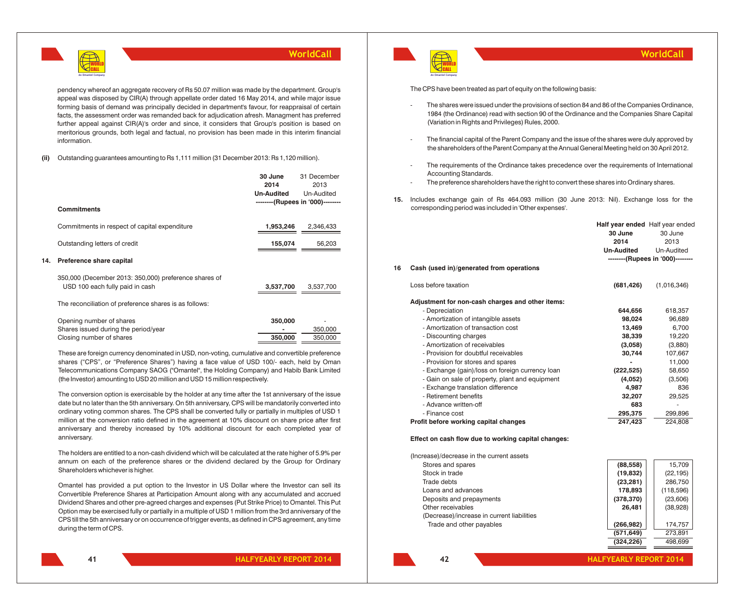pendency whereof an aggregate recovery of Rs 50.07 million was made by the department. Group's appeal was disposed by CIR(A) through appellate order dated 16 May 2014, and while major issue forming basis of demand was principally decided in department's favour, for reappraisal of certain facts, the assessment order was remanded back for adjudication afresh. Managment has preferred further appeal against CIR(A)'s order and since, it considers that Group's position is based on meritorious grounds, both legal and factual, no provision has been made in this interim financial information.

**(ii)** Outstanding guarantees amounting to Rs 1,111 million (31 December 2013: Rs 1,120 million).

| | 30 June 2014 Un-Audited | 31 December 2013 Un-Audited |
|---|---|---|
| | --------(Rupees in '000)-------- | |
| **Commitments** | | |
| Commitments in respect of capital expenditure | **1,953,246** | 2,346,433 |
| Outstanding letters of credit | **155,074** | 56,203 |

**14. Preference share capital**

| | | |
|---|---|---|
| 350,000 (December 2013: 350,000) preference shares of USD 100 each fully paid in cash | **3,537,700** | 3,537,700 |

The reconciliation of preference shares is as follows:

| | | |
|---|---|---|
| Opening number of shares | **350,000** | - |
| Shares issued during the period/year | **-** | 350,000 |
| Closing number of shares | **350,000** | 350,000 |

These are foreign currency denominated in USD, non-voting, cumulative and convertible preference shares ("CPS", or "Preference Shares") having a face value of USD 100/- each, held by Oman Telecommunications Company SAOG ("Omantel", the Holding Company) and Habib Bank Limited (the Investor) amounting to USD 20 million and USD 15 million respectively.

The conversion option is exercisable by the holder at any time after the 1st anniversary of the issue date but no later than the 5th anniversary. On 5th anniversary, CPS will be mandatorily converted into ordinary voting common shares. The CPS shall be converted fully or partially in multiples of USD 1 million at the conversion ratio defined in the agreement at 10% discount on share price after first anniversary and thereby increased by 10% additional discount for each completed year of anniversary.

The holders are entitled to a non-cash dividend which will be calculated at the rate higher of 5.9% per annum on each of the preference shares or the dividend declared by the Group for Ordinary Shareholders whichever is higher.

Omantel has provided a put option to the Investor in US Dollar where the Investor can sell its Convertible Preference Shares at Participation Amount along with any accumulated and accrued Dividend Shares and other pre-agreed charges and expenses (Put Strike Price) to Omantel. This Put Option may be exercised fully or partially in a multiple of USD 1 million from the 3rd anniversary of the CPS till the 5th anniversary or on occurrence of trigger events, as defined in CPS agreement, any time during the term of CPS.

The CPS have been treated as part of equity on the following basis:

- The shares were issued under the provisions of section 84 and 86 of the Companies Ordinance, 1984 (the Ordinance) read with section 90 of the Ordinance and the Companies Share Capital (Variation in Rights and Privileges) Rules, 2000.
- The financial capital of the Parent Company and the issue of the shares were duly approved by the shareholders of the Parent Company at the Annual General Meeting held on 30 April 2012.
- The requirements of the Ordinance takes precedence over the requirements of International Accounting Standards.
- The preference shareholders have the right to convert these shares into Ordinary shares.

**15.** Includes exchange gain of Rs 464.093 million (30 June 2013: Nil). Exchange loss for the corresponding period was included in 'Other expenses'.

| | Half year ended 30 June 2014 Un-Audited | Half year ended 30 June 2013 Un-Audited |
|---|---|---|
| | --------(Rupees in '000)-------- | |
| **16 Cash (used in)/generated from operations** | | |
| Loss before taxation | **(681,426)** | (1,016,346) |
| **Adjustment for non-cash charges and other items:** | | |
| - Depreciation | **644,656** | 618,357 |
| - Amortization of intangible assets | **98,024** | 96,689 |
| - Amortization of transaction cost | **13,469** | 6,700 |
| - Discounting charges | **38,339** | 19,220 |
| - Amortization of receivables | **(3,058)** | (3,880) |
| - Provision for doubtful receivables | **30,744** | 107,667 |
| - Provision for stores and spares | **-** | 11,000 |
| - Exchange (gain)/loss on foreign currency loan | **(222,525)** | 58,650 |
| - Gain on sale of property, plant and equipment | **(4,052)** | (3,506) |
| - Exchange translation difference | **4,987** | 836 |
| - Retirement benefits | **32,207** | 29,525 |
| - Advance written-off | **683** | - |
| - Finance cost | **295,375** | 299,896 |
| **Profit before working capital changes** | **247,423** | 224,808 |
| **Effect on cash flow due to working capital changes:** | | |
| (Increase)/decrease in the current assets | | |
| Stores and spares | **(88,558)** | 15,709 |
| Stock in trade | **(19,832)** | (22,195) |
| Trade debts | **(23,281)** | 286,750 |
| Loans and advances | **178,893** | (118,596) |
| Deposits and prepayments | **(378,370)** | (23,606) |
| Other receivables | **26,481** | (38,928) |
| (Decrease)/increase in current liabilities | | |
| Trade and other payables | **(266,982)** | 174,757 |
| | **(571,649)** | 273,891 |
| | **(324,226)** | 498,699 |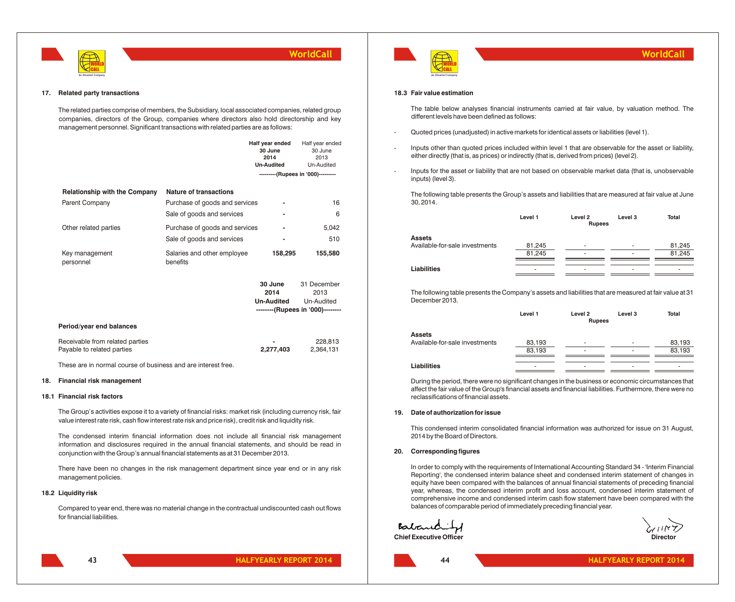## 17. Related party transactions

The related parties comprise of members, the Subsidiary, local associated companies, related group companies, directors of the Group, companies where directors also hold directorship and key management personnel. Significant transactions with related parties are as follows:

| Relationship with the Company | Nature of transactions | **Half year ended 30 June 2014 Un-Audited** | Half year ended 30 June 2013 Un-Audited |
|---|---|---|---|
| | | **--------(Rupees in '000)--------** | |
| Parent Company | Purchase of goods and services | - | 16 |
| | Sale of goods and services | - | 6 |
| Other related parties | Purchase of goods and services | - | 5,042 |
| | Sale of goods and services | - | 510 |
| Key management personnel | Salaries and other employee benefits | **158,295** | **155,580** |

| | **30 June 2014 Un-Audited** | 31 December 2013 Un-Audited |
|---|---|---|
| | **--------(Rupees in '000)--------** | |
| **Period/year end balances** | | |
| Receivable from related parties | - | 228,813 |
| Payable to related parties | **2,277,403** | 2,364,131 |

These are in normal course of business and are interest free.

## 18. Financial risk management

### 18.1 Financial risk factors

The Group's activities expose it to a variety of financial risks: market risk (including currency risk, fair value interest rate risk, cash flow interest rate risk and price risk), credit risk and liquidity risk.

The condensed interim financial information does not include all financial risk management information and disclosures required in the annual financial statements, and should be read in conjunction with the Group's annual financial statements as at 31 December 2013.

There have been no changes in the risk management department since year end or in any risk management policies.

### 18.2 Liquidity risk

Compared to year end, there was no material change in the contractual undiscounted cash out flows for financial liabilities.

### 18.3 Fair value estimation

The table below analyses financial instruments carried at fair value, by valuation method. The different levels have been defined as follows:

- Quoted prices (unadjusted) in active markets for identical assets or liabilities (level 1).
- Inputs other than quoted prices included within level 1 that are observable for the asset or liability, either directly (that is, as prices) or indirectly (that is, derived from prices) (level 2).
- Inputs for the asset or liability that are not based on observable market data (that is, unobservable inputs) (level 3).

The following table presents the Group's assets and liabilities that are measured at fair value at June 30, 2014.

| | Level 1 | Level 2 | Level 3 | Total |
|---|---|---|---|---|
| | | Rupees | | |
| **Assets** | | | | |
| Available-for-sale investments | 81,245 | - | - | 81,245 |
| | 81,245 | - | - | 81,245 |
| **Liabilities** | - | - | - | - |

The following table presents the Company's assets and liabilities that are measured at fair value at 31 December 2013.

| | Level 1 | Level 2 | Level 3 | Total |
|---|---|---|---|---|
| | | Rupees | | |
| **Assets** | | | | |
| Available-for-sale investments | 83,193 | - | - | 83,193 |
| | 83,193 | - | - | 83,193 |
| **Liabilities** | - | - | - | - |

During the period, there were no significant changes in the business or economic circumstances that affect the fair value of the Group's financial assets and financial liabilities. Furthermore, there were no reclassifications of financial assets.

## 19. Date of authorization for issue

This condensed interim consolidated financial information was authorized for issue on 31 August, 2014 by the Board of Directors.

## 20. Corresponding figures

In order to comply with the requirements of International Accounting Standard 34 - 'Interim Financial Reporting', the condensed interim balance sheet and condensed interim statement of changes in equity have been compared with the balances of annual financial statements of preceding financial year, whereas, the condensed interim profit and loss account, condensed interim statement of comprehensive income and condensed interim cash flow statement have been compared with the balances of comparable period of immediately preceding financial year.

**Chief Executive Officer** **Director**